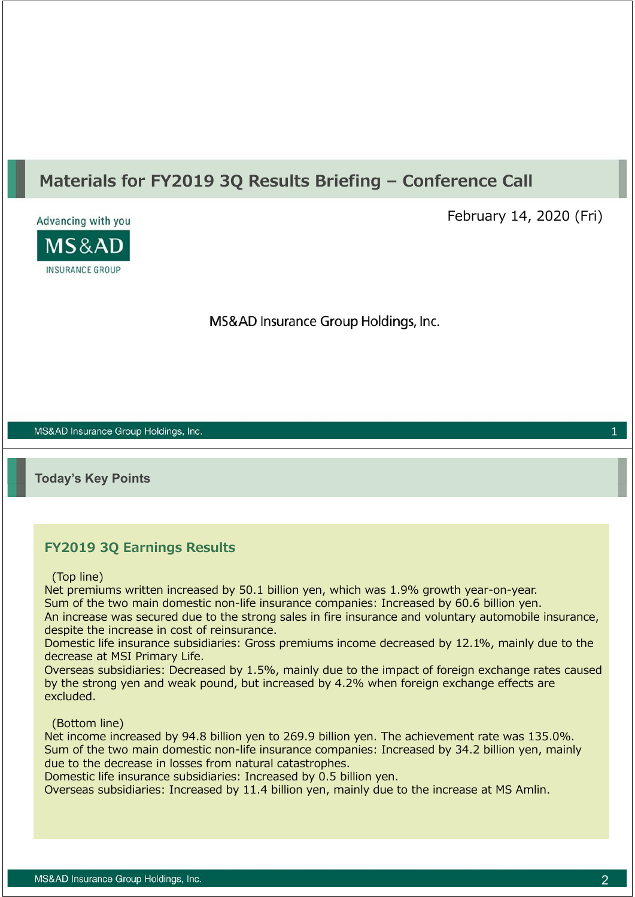# Materials for FY2019 3Q Results Briefing – Conference Call

February 14, 2020 (Fri)

Advancing with you

MS&AD INSURANCE GROUP

MS&AD Insurance Group Holdings, Inc.

## Today's Key Points

### FY2019 3Q Earnings Results

(Top line)

Net premiums written increased by 50.1 billion yen, which was 1.9% growth year-on-year.
Sum of the two main domestic non-life insurance companies: Increased by 60.6 billion yen.
An increase was secured due to the strong sales in fire insurance and voluntary automobile insurance, despite the increase in cost of reinsurance.
Domestic life insurance subsidiaries: Gross premiums income decreased by 12.1%, mainly due to the decrease at MSI Primary Life.
Overseas subsidiaries: Decreased by 1.5%, mainly due to the impact of foreign exchange rates caused by the strong yen and weak pound, but increased by 4.2% when foreign exchange effects are excluded.

(Bottom line)

Net income increased by 94.8 billion yen to 269.9 billion yen. The achievement rate was 135.0%.
Sum of the two main domestic non-life insurance companies: Increased by 34.2 billion yen, mainly due to the decrease in losses from natural catastrophes.
Domestic life insurance subsidiaries: Increased by 0.5 billion yen.
Overseas subsidiaries: Increased by 11.4 billion yen, mainly due to the increase at MS Amlin.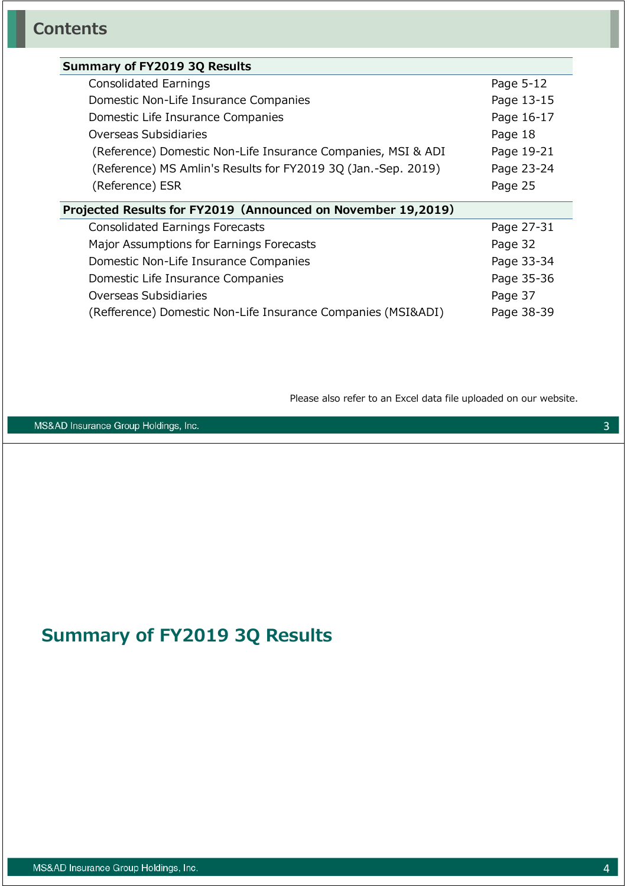## Contents

| Summary of FY2019 3Q Results | |
|---|---|
| Consolidated Earnings | Page 5-12 |
| Domestic Non-Life Insurance Companies | Page 13-15 |
| Domestic Life Insurance Companies | Page 16-17 |
| Overseas Subsidiaries | Page 18 |
| (Reference) Domestic Non-Life Insurance Companies, MSI & ADI | Page 19-21 |
| (Reference) MS Amlin's Results for FY2019 3Q (Jan.-Sep. 2019) | Page 23-24 |
| (Reference) ESR | Page 25 |
| **Projected Results for FY2019（Announced on November 19,2019）** | |
| Consolidated Earnings Forecasts | Page 27-31 |
| Major Assumptions for Earnings Forecasts | Page 32 |
| Domestic Non-Life Insurance Companies | Page 33-34 |
| Domestic Life Insurance Companies | Page 35-36 |
| Overseas Subsidiaries | Page 37 |
| (Refference) Domestic Non-Life Insurance Companies (MSI&ADI) | Page 38-39 |

Please also refer to an Excel data file uploaded on our website.

# Summary of FY2019 3Q Results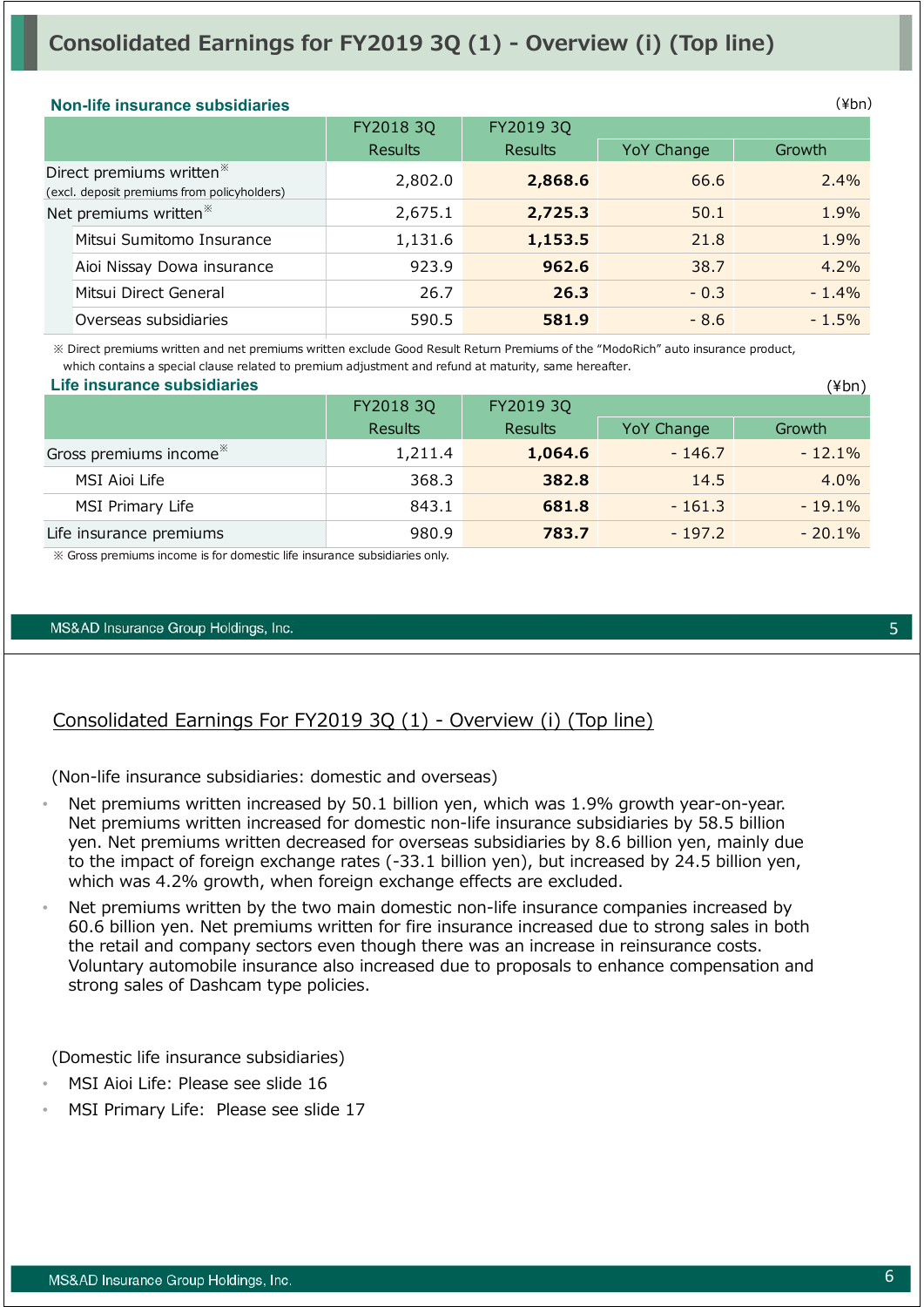# Consolidated Earnings for FY2019 3Q (1) - Overview (i) (Top line)

**Non-life insurance subsidiaries**

(¥bn)

| | FY2018 3Q Results | FY2019 3Q Results | YoY Change | Growth |
|---|---|---|---|---|
| Direct premiums written※ (excl. deposit premiums from policyholders) | 2,802.0 | **2,868.6** | 66.6 | 2.4% |
| Net premiums written※ | 2,675.1 | **2,725.3** | 50.1 | 1.9% |
| Mitsui Sumitomo Insurance | 1,131.6 | **1,153.5** | 21.8 | 1.9% |
| Aioi Nissay Dowa insurance | 923.9 | **962.6** | 38.7 | 4.2% |
| Mitsui Direct General | 26.7 | **26.3** | - 0.3 | - 1.4% |
| Overseas subsidiaries | 590.5 | **581.9** | - 8.6 | - 1.5% |

※ Direct premiums written and net premiums written exclude Good Result Return Premiums of the "ModoRich" auto insurance product, which contains a special clause related to premium adjustment and refund at maturity, same hereafter.

**Life insurance subsidiaries**

(¥bn)

| | FY2018 3Q Results | FY2019 3Q Results | YoY Change | Growth |
|---|---|---|---|---|
| Gross premiums income※ | 1,211.4 | **1,064.6** | - 146.7 | - 12.1% |
| MSI Aioi Life | 368.3 | **382.8** | 14.5 | 4.0% |
| MSI Primary Life | 843.1 | **681.8** | - 161.3 | - 19.1% |
| Life insurance premiums | 980.9 | **783.7** | - 197.2 | - 20.1% |

※ Gross premiums income is for domestic life insurance subsidiaries only.

## Consolidated Earnings For FY2019 3Q (1) - Overview (i) (Top line)

(Non-life insurance subsidiaries: domestic and overseas)

- Net premiums written increased by 50.1 billion yen, which was 1.9% growth year-on-year. Net premiums written increased for domestic non-life insurance subsidiaries by 58.5 billion yen. Net premiums written decreased for overseas subsidiaries by 8.6 billion yen, mainly due to the impact of foreign exchange rates (-33.1 billion yen), but increased by 24.5 billion yen, which was 4.2% growth, when foreign exchange effects are excluded.
- Net premiums written by the two main domestic non-life insurance companies increased by 60.6 billion yen. Net premiums written for fire insurance increased due to strong sales in both the retail and company sectors even though there was an increase in reinsurance costs. Voluntary automobile insurance also increased due to proposals to enhance compensation and strong sales of Dashcam type policies.

(Domestic life insurance subsidiaries)

- MSI Aioi Life: Please see slide 16
- MSI Primary Life: Please see slide 17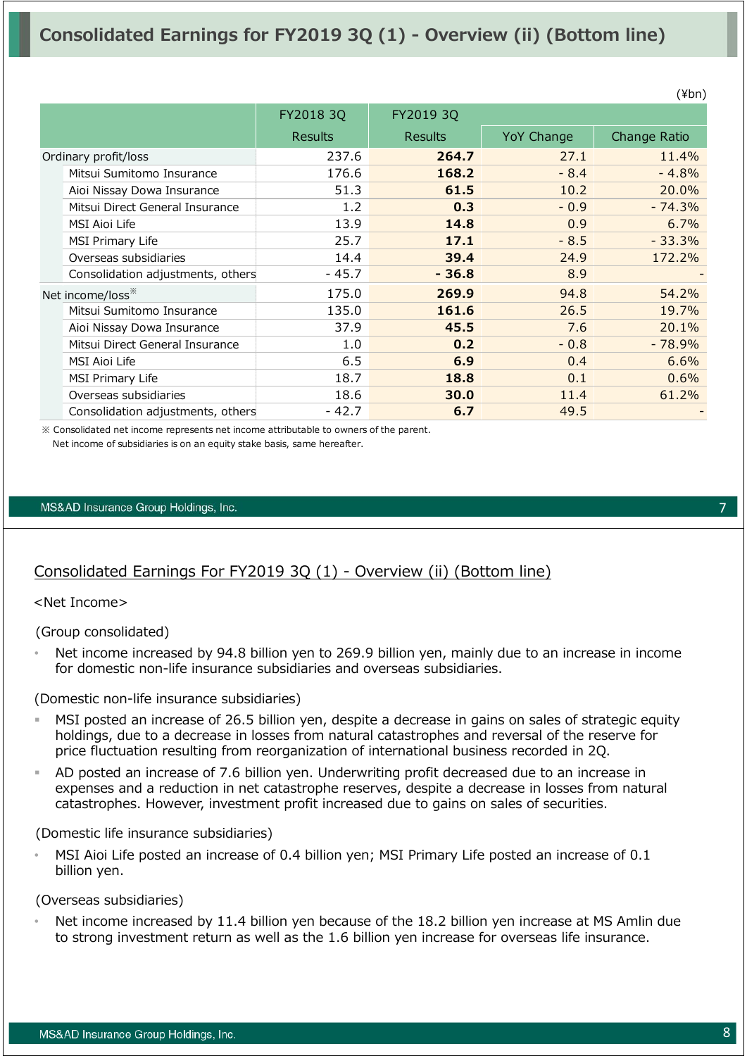# Consolidated Earnings for FY2019 3Q (1) - Overview (ii) (Bottom line)

(¥bn)

| | FY2018 3Q Results | FY2019 3Q Results | YoY Change | Change Ratio |
|---|---|---|---|---|
| Ordinary profit/loss | 237.6 | **264.7** | 27.1 | 11.4% |
| Mitsui Sumitomo Insurance | 176.6 | **168.2** | - 8.4 | - 4.8% |
| Aioi Nissay Dowa Insurance | 51.3 | **61.5** | 10.2 | 20.0% |
| Mitsui Direct General Insurance | 1.2 | **0.3** | - 0.9 | - 74.3% |
| MSI Aioi Life | 13.9 | **14.8** | 0.9 | 6.7% |
| MSI Primary Life | 25.7 | **17.1** | - 8.5 | - 33.3% |
| Overseas subsidiaries | 14.4 | **39.4** | 24.9 | 172.2% |
| Consolidation adjustments, others | - 45.7 | **- 36.8** | 8.9 | - |
| Net income/loss※ | 175.0 | **269.9** | 94.8 | 54.2% |
| Mitsui Sumitomo Insurance | 135.0 | **161.6** | 26.5 | 19.7% |
| Aioi Nissay Dowa Insurance | 37.9 | **45.5** | 7.6 | 20.1% |
| Mitsui Direct General Insurance | 1.0 | **0.2** | - 0.8 | - 78.9% |
| MSI Aioi Life | 6.5 | **6.9** | 0.4 | 6.6% |
| MSI Primary Life | 18.7 | **18.8** | 0.1 | 0.6% |
| Overseas subsidiaries | 18.6 | **30.0** | 11.4 | 61.2% |
| Consolidation adjustments, others | - 42.7 | **6.7** | 49.5 | - |

※ Consolidated net income represents net income attributable to owners of the parent.
Net income of subsidiaries is on an equity stake basis, same hereafter.

## Consolidated Earnings For FY2019 3Q (1) - Overview (ii) (Bottom line)

<Net Income>

(Group consolidated)

- Net income increased by 94.8 billion yen to 269.9 billion yen, mainly due to an increase in income for domestic non-life insurance subsidiaries and overseas subsidiaries.

(Domestic non-life insurance subsidiaries)

- MSI posted an increase of 26.5 billion yen, despite a decrease in gains on sales of strategic equity holdings, due to a decrease in losses from natural catastrophes and reversal of the reserve for price fluctuation resulting from reorganization of international business recorded in 2Q.
- AD posted an increase of 7.6 billion yen. Underwriting profit decreased due to an increase in expenses and a reduction in net catastrophe reserves, despite a decrease in losses from natural catastrophes. However, investment profit increased due to gains on sales of securities.

(Domestic life insurance subsidiaries)

- MSI Aioi Life posted an increase of 0.4 billion yen; MSI Primary Life posted an increase of 0.1 billion yen.

(Overseas subsidiaries)

- Net income increased by 11.4 billion yen because of the 18.2 billion yen increase at MS Amlin due to strong investment return as well as the 1.6 billion yen increase for overseas life insurance.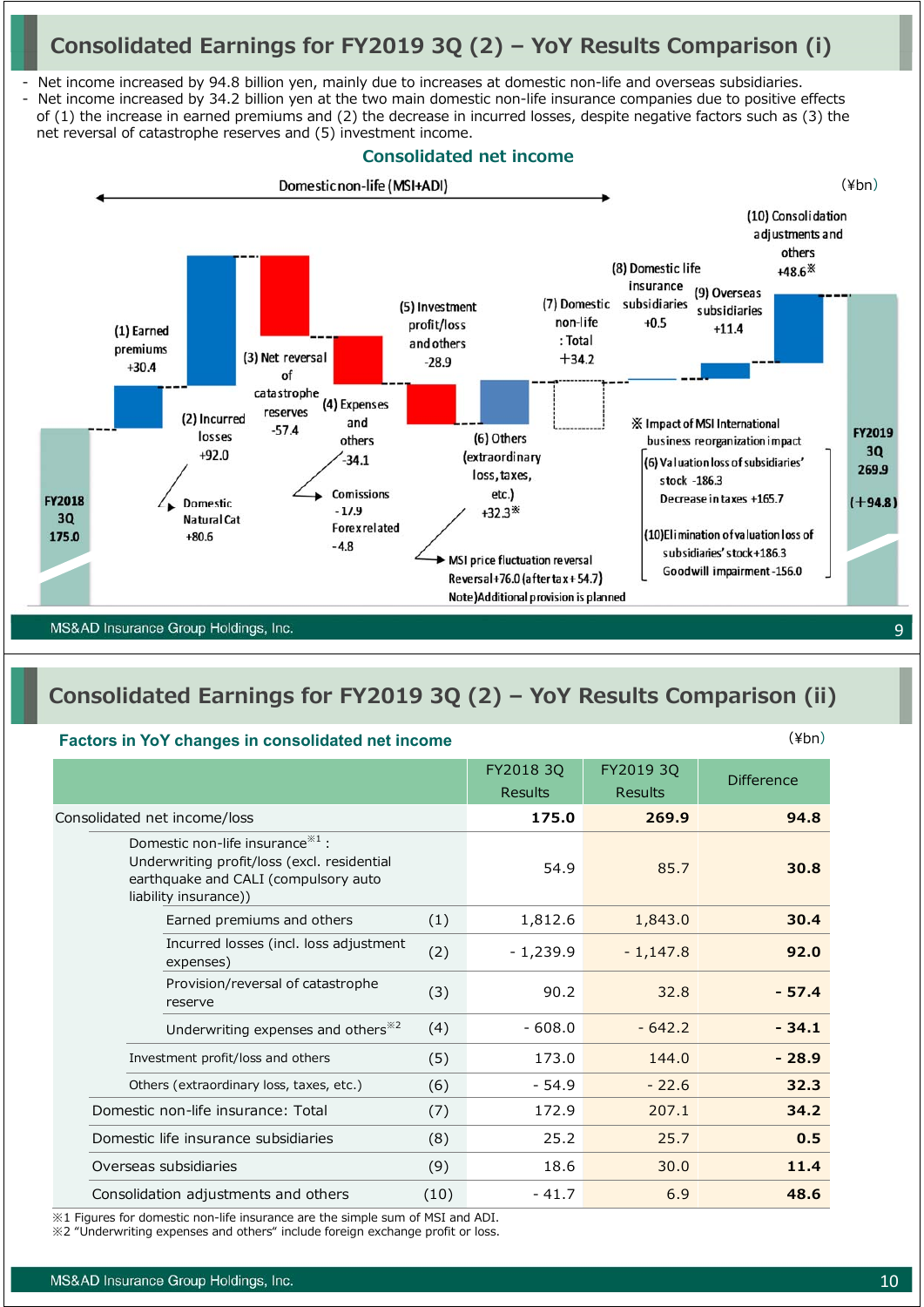# Consolidated Earnings for FY2019 3Q (2) – YoY Results Comparison (i)

- Net income increased by 94.8 billion yen, mainly due to increases at domestic non-life and overseas subsidiaries.
- Net income increased by 34.2 billion yen at the two main domestic non-life insurance companies due to positive effects of (1) the increase in earned premiums and (2) the decrease in incurred losses, despite negative factors such as (3) the net reversal of catastrophe reserves and (5) investment income.

## Consolidated net income

(¥bn)

Domestic non-life (MSI+ADI)

FY2018 3Q 175.0

(1) Earned premiums +30.4

(2) Incurred losses +92.0
- Domestic Natural Cat +80.6

(3) Net reversal of catastrophe reserves -57.4

(4) Expenses and others -34.1
- Comissions -17.9
- Forex related -4.8

(5) Investment profit/loss and others -28.9

(6) Others (extraordinary loss, taxes, etc.) +32.3※
- MSI price fluctuation reversal Reversal +76.0 (after tax +54.7)
- Note) Additional provision is planned

(7) Domestic non-life : Total +34.2

(8) Domestic life insurance subsidiaries +0.5

(9) Overseas subsidiaries +11.4

(10) Consolidation adjustments and others +48.6※

FY2019 3Q 269.9 (+94.8)

※ Impact of MSI International business reorganization impact
- (6) Valuation loss of subsidiaries' stock -186.3
  Decrease in taxes +165.7
- (10) Elimination of valuation loss of subsidiaries' stock +186.3
  Goodwill impairment -156.0

# Consolidated Earnings for FY2019 3Q (2) – YoY Results Comparison (ii)

**Factors in YoY changes in consolidated net income** (¥bn)

| | | FY2018 3Q Results | FY2019 3Q Results | Difference |
|---|---|---|---|---|
| Consolidated net income/loss | | 175.0 | 269.9 | 94.8 |
| Domestic non-life insurance※1 : Underwriting profit/loss (excl. residential earthquake and CALI (compulsory auto liability insurance)) | | 54.9 | 85.7 | 30.8 |
| Earned premiums and others | (1) | 1,812.6 | 1,843.0 | 30.4 |
| Incurred losses (incl. loss adjustment expenses) | (2) | - 1,239.9 | - 1,147.8 | 92.0 |
| Provision/reversal of catastrophe reserve | (3) | 90.2 | 32.8 | - 57.4 |
| Underwriting expenses and others※2 | (4) | - 608.0 | - 642.2 | - 34.1 |
| Investment profit/loss and others | (5) | 173.0 | 144.0 | - 28.9 |
| Others (extraordinary loss, taxes, etc.) | (6) | - 54.9 | - 22.6 | 32.3 |
| Domestic non-life insurance: Total | (7) | 172.9 | 207.1 | 34.2 |
| Domestic life insurance subsidiaries | (8) | 25.2 | 25.7 | 0.5 |
| Overseas subsidiaries | (9) | 18.6 | 30.0 | 11.4 |
| Consolidation adjustments and others | (10) | - 41.7 | 6.9 | 48.6 |

※1 Figures for domestic non-life insurance are the simple sum of MSI and ADI.
※2 "Underwriting expenses and others" include foreign exchange profit or loss.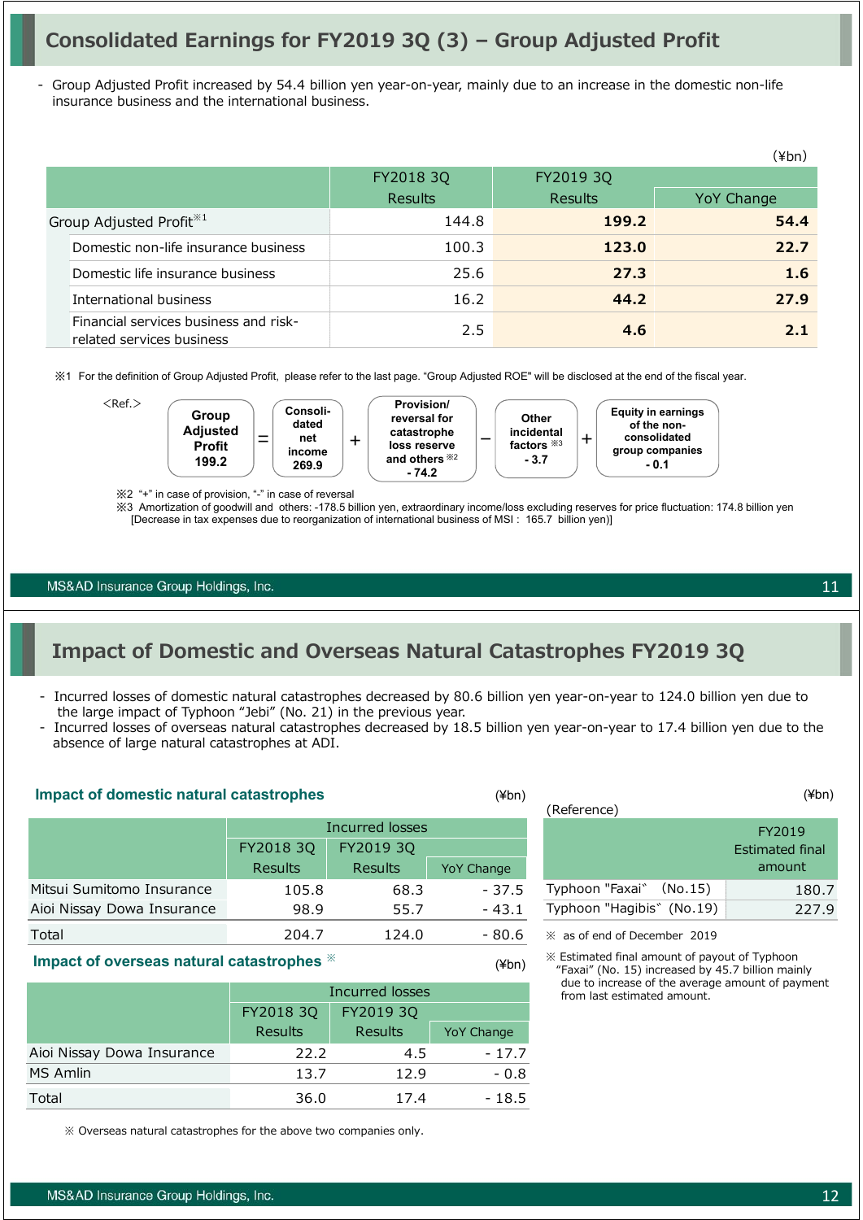# Consolidated Earnings for FY2019 3Q (3) – Group Adjusted Profit

- Group Adjusted Profit increased by 54.4 billion yen year-on-year, mainly due to an increase in the domestic non-life insurance business and the international business.

(¥bn)

| | FY2018 3Q Results | FY2019 3Q Results | YoY Change |
|---|---|---|---|
| Group Adjusted Profit※1 | 144.8 | **199.2** | **54.4** |
| Domestic non-life insurance business | 100.3 | **123.0** | **22.7** |
| Domestic life insurance business | 25.6 | **27.3** | **1.6** |
| International business | 16.2 | **44.2** | **27.9** |
| Financial services business and risk-related services business | 2.5 | **4.6** | **2.1** |

※1 For the definition of Group Adjusted Profit, please refer to the last page. "Group Adjusted ROE" will be disclosed at the end of the fiscal year.

<Ref.>

**Group Adjusted Profit 199.2** = **Consolidated net income 269.9** + **Provision/reversal for catastrophe loss reserve and others※2 - 74.2** − **Other incidental factors※3 - 3.7** + **Equity in earnings of the non-consolidated group companies - 0.1**

※2 "+" in case of provision, "-" in case of reversal

※3 Amortization of goodwill and others: -178.5 billion yen, extraordinary income/loss excluding reserves for price fluctuation: 174.8 billion yen [Decrease in tax expenses due to reorganization of international business of MSI : 165.7 billion yen)]

# Impact of Domestic and Overseas Natural Catastrophes FY2019 3Q

- Incurred losses of domestic natural catastrophes decreased by 80.6 billion yen year-on-year to 124.0 billion yen due to the large impact of Typhoon "Jebi" (No. 21) in the previous year.
- Incurred losses of overseas natural catastrophes decreased by 18.5 billion yen year-on-year to 17.4 billion yen due to the absence of large natural catastrophes at ADI.

## Impact of domestic natural catastrophes

(¥bn)

| | Incurred losses | | |
|---|---|---|---|
| | FY2018 3Q Results | FY2019 3Q Results | YoY Change |
| Mitsui Sumitomo Insurance | 105.8 | 68.3 | - 37.5 |
| Aioi Nissay Dowa Insurance | 98.9 | 55.7 | - 43.1 |
| Total | 204.7 | 124.0 | - 80.6 |

## Impact of overseas natural catastrophes ※

(¥bn)

| | Incurred losses | | |
|---|---|---|---|
| | FY2018 3Q Results | FY2019 3Q Results | YoY Change |
| Aioi Nissay Dowa Insurance | 22.2 | 4.5 | - 17.7 |
| MS Amlin | 13.7 | 12.9 | - 0.8 |
| Total | 36.0 | 17.4 | - 18.5 |

※ Overseas natural catastrophes for the above two companies only.

(Reference)

(¥bn)

| | FY2019 Estimated final amount |
|---|---|
| Typhoon "Faxai" (No.15) | 180.7 |
| Typhoon "Hagibis" (No.19) | 227.9 |

※ as of end of December 2019

※ Estimated final amount of payout of Typhoon "Faxai" (No. 15) increased by 45.7 billion mainly due to increase of the average amount of payment from last estimated amount.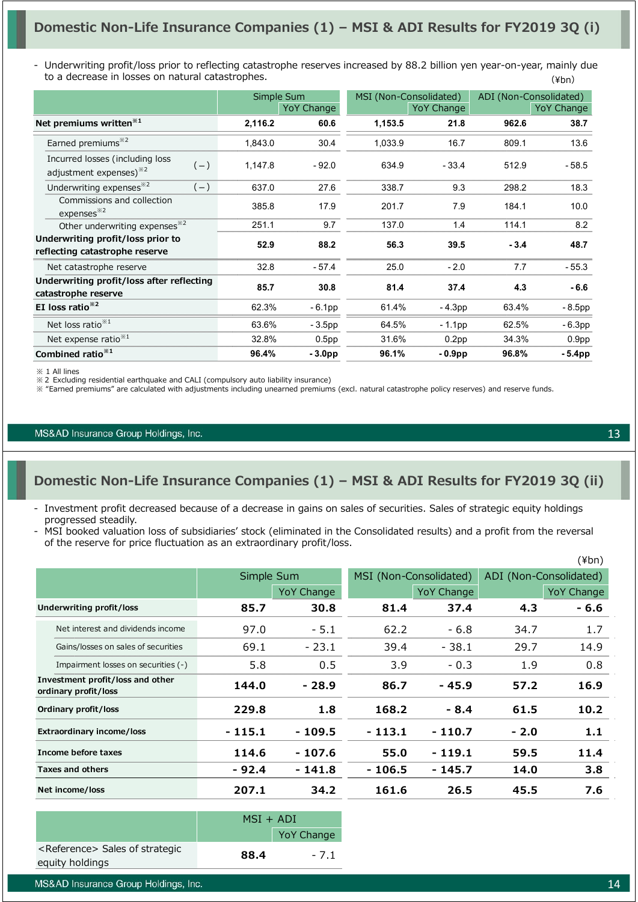## Domestic Non-Life Insurance Companies (1) – MSI & ADI Results for FY2019 3Q (i)

- Underwriting profit/loss prior to reflecting catastrophe reserves increased by 88.2 billion yen year-on-year, mainly due to a decrease in losses on natural catastrophes.

(¥bn)

| | | Simple Sum | | MSI (Non-Consolidated) | | ADI (Non-Consolidated) | |
|---|---|---|---|---|---|---|---|
| | | | YoY Change | | YoY Change | | YoY Change |
| **Net premiums written**※1 | | **2,116.2** | **60.6** | **1,153.5** | **21.8** | **962.6** | **38.7** |
| Earned premiums※2 | | 1,843.0 | 30.4 | 1,033.9 | 16.7 | 809.1 | 13.6 |
| Incurred losses (including loss adjustment expenses)※2 | (−) | 1,147.8 | - 92.0 | 634.9 | - 33.4 | 512.9 | - 58.5 |
| Underwriting expenses※2 | (−) | 637.0 | 27.6 | 338.7 | 9.3 | 298.2 | 18.3 |
| Commissions and collection expenses※2 | | 385.8 | 17.9 | 201.7 | 7.9 | 184.1 | 10.0 |
| Other underwriting expenses※2 | | 251.1 | 9.7 | 137.0 | 1.4 | 114.1 | 8.2 |
| **Underwriting profit/loss prior to reflecting catastrophe reserve** | | **52.9** | **88.2** | **56.3** | **39.5** | **- 3.4** | **48.7** |
| Net catastrophe reserve | | 32.8 | - 57.4 | 25.0 | - 2.0 | 7.7 | - 55.3 |
| **Underwriting profit/loss after reflecting catastrophe reserve** | | **85.7** | **30.8** | **81.4** | **37.4** | **4.3** | **- 6.6** |
| **EI loss ratio**※2 | | 62.3% | - 6.1pp | 61.4% | - 4.3pp | 63.4% | - 8.5pp |
| Net loss ratio※1 | | 63.6% | - 3.5pp | 64.5% | - 1.1pp | 62.5% | - 6.3pp |
| Net expense ratio※1 | | 32.8% | 0.5pp | 31.6% | 0.2pp | 34.3% | 0.9pp |
| **Combined ratio**※1 | | **96.4%** | **- 3.0pp** | **96.1%** | **- 0.9pp** | **96.8%** | **- 5.4pp** |

※ 1 All lines
※ 2 Excluding residential earthquake and CALI (compulsory auto liability insurance)
※ "Earned premiums" are calculated with adjustments including unearned premiums (excl. natural catastrophe policy reserves) and reserve funds.

## Domestic Non-Life Insurance Companies (1) – MSI & ADI Results for FY2019 3Q (ii)

- Investment profit decreased because of a decrease in gains on sales of securities. Sales of strategic equity holdings progressed steadily.
- MSI booked valuation loss of subsidiaries' stock (eliminated in the Consolidated results) and a profit from the reversal of the reserve for price fluctuation as an extraordinary profit/loss.

(¥bn)

| | Simple Sum | | MSI (Non-Consolidated) | | ADI (Non-Consolidated) | |
|---|---|---|---|---|---|---|
| | | YoY Change | | YoY Change | | YoY Change |
| **Underwriting profit/loss** | **85.7** | **30.8** | **81.4** | **37.4** | **4.3** | **- 6.6** |
| Net interest and dividends income | 97.0 | - 5.1 | 62.2 | - 6.8 | 34.7 | 1.7 |
| Gains/losses on sales of securities | 69.1 | - 23.1 | 39.4 | - 38.1 | 29.7 | 14.9 |
| Impairment losses on securities (-) | 5.8 | 0.5 | 3.9 | - 0.3 | 1.9 | 0.8 |
| **Investment profit/loss and other ordinary profit/loss** | **144.0** | **- 28.9** | **86.7** | **- 45.9** | **57.2** | **16.9** |
| **Ordinary profit/loss** | **229.8** | **1.8** | **168.2** | **- 8.4** | **61.5** | **10.2** |
| **Extraordinary income/loss** | **- 115.1** | **- 109.5** | **- 113.1** | **- 110.7** | **- 2.0** | **1.1** |
| **Income before taxes** | **114.6** | **- 107.6** | **55.0** | **- 119.1** | **59.5** | **11.4** |
| **Taxes and others** | **- 92.4** | **- 141.8** | **- 106.5** | **- 145.7** | **14.0** | **3.8** |
| **Net income/loss** | **207.1** | **34.2** | **161.6** | **26.5** | **45.5** | **7.6** |

| | MSI + ADI | |
|---|---|---|
| | | YoY Change |
| <Reference> Sales of strategic equity holdings | **88.4** | - 7.1 |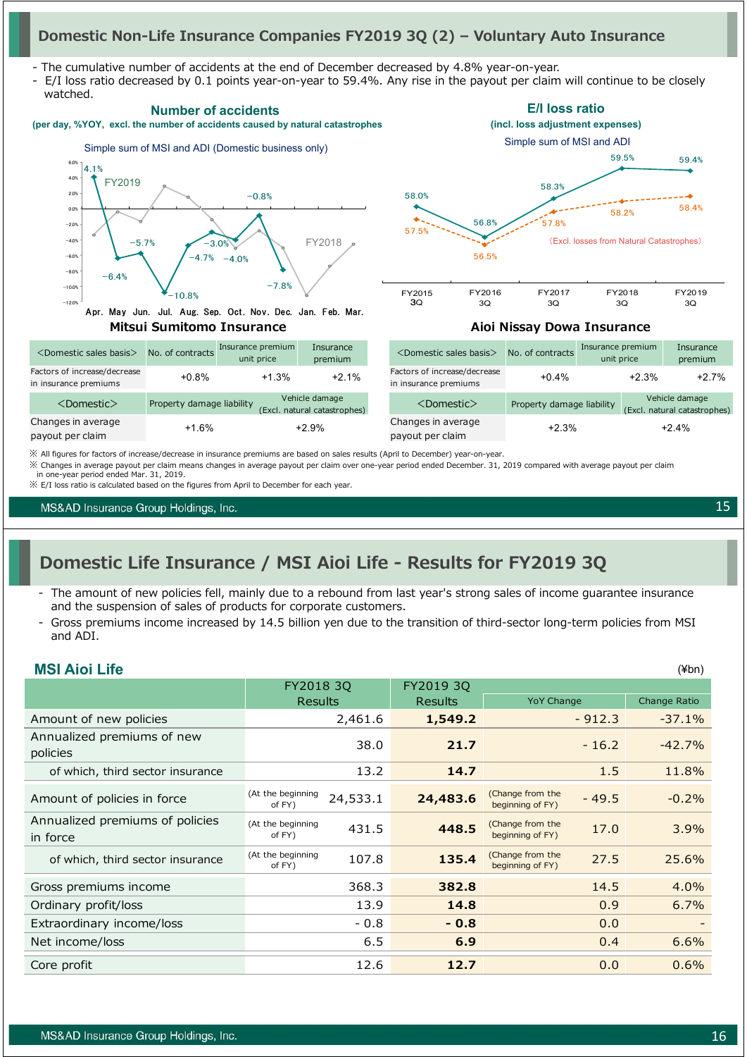## Domestic Non-Life Insurance Companies FY2019 3Q (2) – Voluntary Auto Insurance

- The cumulative number of accidents at the end of December decreased by 4.8% year-on-year.
- E/I loss ratio decreased by 0.1 points year-on-year to 59.4%. Any rise in the payout per claim will continue to be closely watched.

**Number of accidents**
**(per day, %YOY, excl. the number of accidents caused by natural catastrophes)**

Simple sum of MSI and ADI (Domestic business only)

| | Apr. | May | Jun. | Jul. | Aug. | Sep. | Oct. | Nov. | Dec. |
|---|---|---|---|---|---|---|---|---|---|
| FY2019 | 4.1% | −6.4% | −5.7% | −10.8% | −4.7% | −3.0% | −4.0% | −0.8% | −7.8% |

**E/I loss ratio**
**(incl. loss adjustment expenses)**

Simple sum of MSI and ADI

| | FY2015 3Q | FY2016 3Q | FY2017 3Q | FY2018 3Q | FY2019 3Q |
|---|---|---|---|---|---|
| E/I loss ratio | 58.0% | 56.8% | 58.3% | 59.5% | 59.4% |
| (Excl. losses from Natural Catastrophes) | 57.5% | 56.5% | 57.8% | 58.2% | 58.4% |

### Mitsui Sumitomo Insurance

| <Domestic sales basis> | No. of contracts | Insurance premium unit price | Insurance premium |
|---|---|---|---|
| Factors of increase/decrease in insurance premiums | +0.8% | +1.3% | +2.1% |

| <Domestic> | Property damage liability | Vehicle damage (Excl. natural catastrophes) |
|---|---|---|
| Changes in average payout per claim | +1.6% | +2.9% |

### Aioi Nissay Dowa Insurance

| <Domestic sales basis> | No. of contracts | Insurance premium unit price | Insurance premium |
|---|---|---|---|
| Factors of increase/decrease in insurance premiums | +0.4% | +2.3% | +2.7% |

| <Domestic> | Property damage liability | Vehicle damage (Excl. natural catastrophes) |
|---|---|---|
| Changes in average payout per claim | +2.3% | +2.4% |

※ All figures for factors of increase/decrease in insurance premiums are based on sales results (April to December) year-on-year.
※ Changes in average payout per claim means changes in average payout per claim over one-year period ended December. 31, 2019 compared with average payout per claim in one-year period ended Mar. 31, 2019.
※ E/I loss ratio is calculated based on the figures from April to December for each year.

## Domestic Life Insurance / MSI Aioi Life - Results for FY2019 3Q

- The amount of new policies fell, mainly due to a rebound from last year's strong sales of income guarantee insurance and the suspension of sales of products for corporate customers.
- Gross premiums income increased by 14.5 billion yen due to the transition of third-sector long-term policies from MSI and ADI.

**MSI Aioi Life** (¥bn)

| | FY2018 3Q Results | FY2019 3Q Results | YoY Change | Change Ratio |
|---|---|---|---|---|
| Amount of new policies | 2,461.6 | **1,549.2** | - 912.3 | -37.1% |
| Annualized premiums of new policies | 38.0 | **21.7** | - 16.2 | -42.7% |
| of which, third sector insurance | 13.2 | **14.7** | 1.5 | 11.8% |
| Amount of policies in force | (At the beginning of FY) 24,533.1 | **24,483.6** | (Change from the beginning of FY) - 49.5 | -0.2% |
| Annualized premiums of policies in force | (At the beginning of FY) 431.5 | **448.5** | (Change from the beginning of FY) 17.0 | 3.9% |
| of which, third sector insurance | (At the beginning of FY) 107.8 | **135.4** | (Change from the beginning of FY) 27.5 | 25.6% |
| Gross premiums income | 368.3 | **382.8** | 14.5 | 4.0% |
| Ordinary profit/loss | 13.9 | **14.8** | 0.9 | 6.7% |
| Extraordinary income/loss | - 0.8 | **- 0.8** | 0.0 | - |
| Net income/loss | 6.5 | **6.9** | 0.4 | 6.6% |
| Core profit | 12.6 | **12.7** | 0.0 | 0.6% |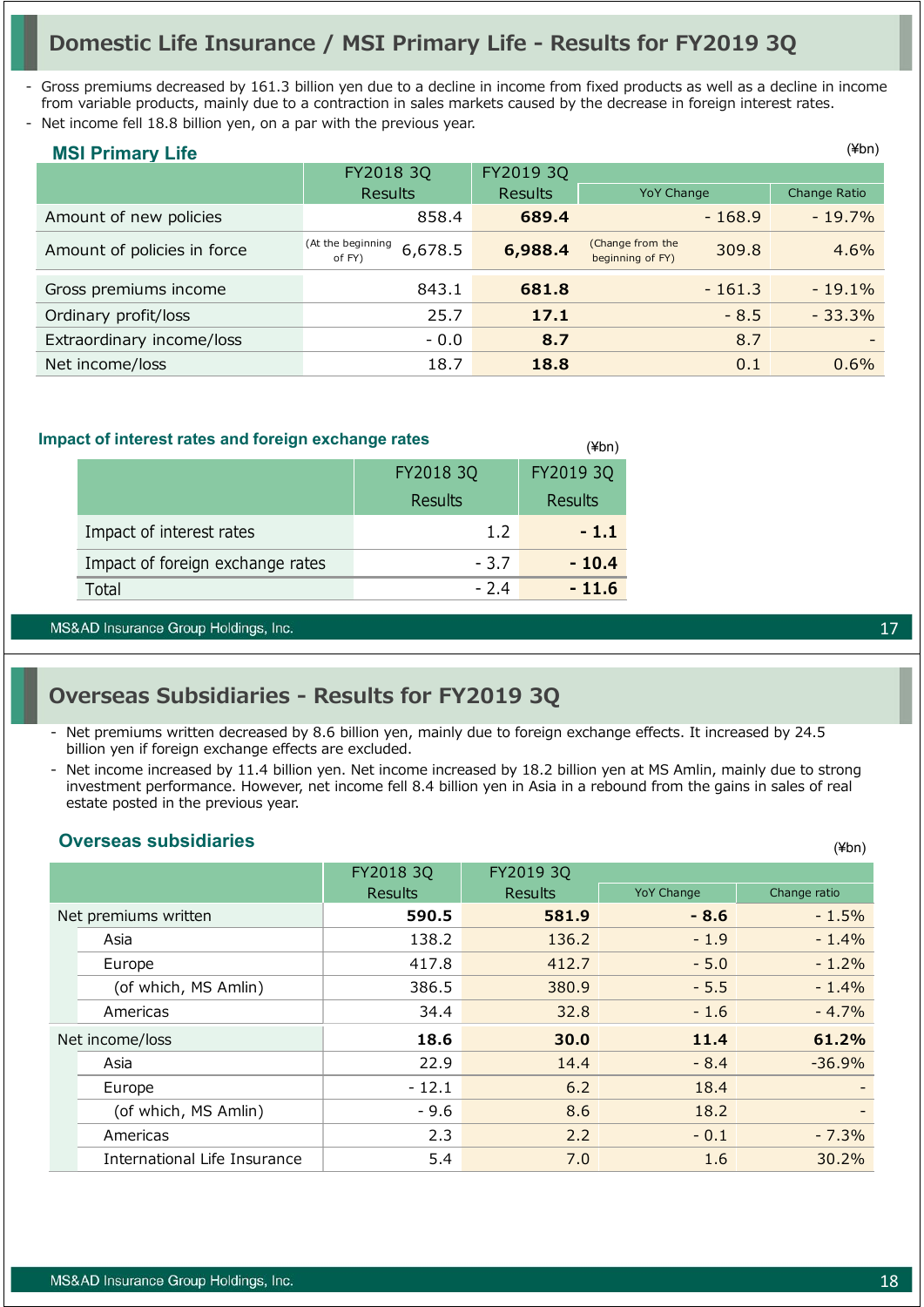## Domestic Life Insurance / MSI Primary Life - Results for FY2019 3Q

- Gross premiums decreased by 161.3 billion yen due to a decline in income from fixed products as well as a decline in income from variable products, mainly due to a contraction in sales markets caused by the decrease in foreign interest rates.
- Net income fell 18.8 billion yen, on a par with the previous year.

### MSI Primary Life

(¥bn)

| | FY2018 3Q Results | FY2019 3Q Results | YoY Change | Change Ratio |
|---|---|---|---|---|
| Amount of new policies | 858.4 | **689.4** | - 168.9 | - 19.7% |
| Amount of policies in force | (At the beginning of FY) 6,678.5 | **6,988.4** | (Change from the beginning of FY) 309.8 | 4.6% |
| Gross premiums income | 843.1 | **681.8** | - 161.3 | - 19.1% |
| Ordinary profit/loss | 25.7 | **17.1** | - 8.5 | - 33.3% |
| Extraordinary income/loss | - 0.0 | **8.7** | 8.7 | - |
| Net income/loss | 18.7 | **18.8** | 0.1 | 0.6% |

### Impact of interest rates and foreign exchange rates

(¥bn)

| | FY2018 3Q Results | FY2019 3Q Results |
|---|---|---|
| Impact of interest rates | 1.2 | **- 1.1** |
| Impact of foreign exchange rates | - 3.7 | **- 10.4** |
| Total | - 2.4 | **- 11.6** |

## Overseas Subsidiaries - Results for FY2019 3Q

- Net premiums written decreased by 8.6 billion yen, mainly due to foreign exchange effects. It increased by 24.5 billion yen if foreign exchange effects are excluded.
- Net income increased by 11.4 billion yen. Net income increased by 18.2 billion yen at MS Amlin, mainly due to strong investment performance. However, net income fell 8.4 billion yen in Asia in a rebound from the gains in sales of real estate posted in the previous year.

### Overseas subsidiaries

(¥bn)

| | FY2018 3Q Results | FY2019 3Q Results | YoY Change | Change ratio |
|---|---|---|---|---|
| Net premiums written | **590.5** | **581.9** | **- 8.6** | - 1.5% |
| Asia | 138.2 | 136.2 | - 1.9 | - 1.4% |
| Europe | 417.8 | 412.7 | - 5.0 | - 1.2% |
| (of which, MS Amlin) | 386.5 | 380.9 | - 5.5 | - 1.4% |
| Americas | 34.4 | 32.8 | - 1.6 | - 4.7% |
| Net income/loss | **18.6** | **30.0** | **11.4** | **61.2%** |
| Asia | 22.9 | 14.4 | - 8.4 | -36.9% |
| Europe | - 12.1 | 6.2 | 18.4 | - |
| (of which, MS Amlin) | - 9.6 | 8.6 | 18.2 | - |
| Americas | 2.3 | 2.2 | - 0.1 | - 7.3% |
| International Life Insurance | 5.4 | 7.0 | 1.6 | 30.2% |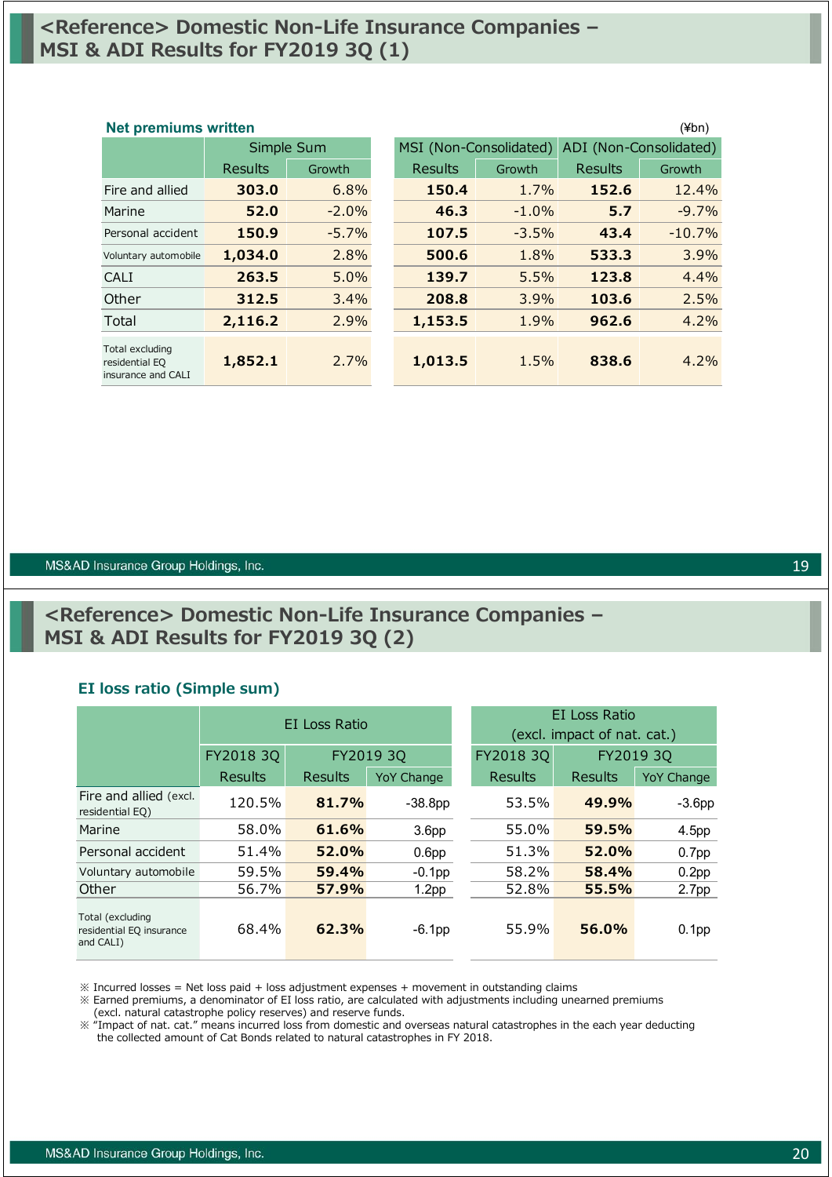# <Reference> Domestic Non-Life Insurance Companies – MSI & ADI Results for FY2019 3Q (1)

**Net premiums written**

(¥bn)

| | Simple Sum | | MSI (Non-Consolidated) | | ADI (Non-Consolidated) | |
|---|---|---|---|---|---|---|
| | Results | Growth | Results | Growth | Results | Growth |
| Fire and allied | **303.0** | 6.8% | **150.4** | 1.7% | **152.6** | 12.4% |
| Marine | **52.0** | -2.0% | **46.3** | -1.0% | **5.7** | -9.7% |
| Personal accident | **150.9** | -5.7% | **107.5** | -3.5% | **43.4** | -10.7% |
| Voluntary automobile | **1,034.0** | 2.8% | **500.6** | 1.8% | **533.3** | 3.9% |
| CALI | **263.5** | 5.0% | **139.7** | 5.5% | **123.8** | 4.4% |
| Other | **312.5** | 3.4% | **208.8** | 3.9% | **103.6** | 2.5% |
| Total | **2,116.2** | 2.9% | **1,153.5** | 1.9% | **962.6** | 4.2% |
| Total excluding residential EQ insurance and CALI | **1,852.1** | 2.7% | **1,013.5** | 1.5% | **838.6** | 4.2% |

# <Reference> Domestic Non-Life Insurance Companies – MSI & ADI Results for FY2019 3Q (2)

**EI loss ratio (Simple sum)**

| | EI Loss Ratio | | | EI Loss Ratio (excl. impact of nat. cat.) | | |
|---|---|---|---|---|---|---|
| | FY2018 3Q | FY2019 3Q | | FY2018 3Q | FY2019 3Q | |
| | Results | Results | YoY Change | Results | Results | YoY Change |
| Fire and allied (excl. residential EQ) | 120.5% | **81.7%** | -38.8pp | 53.5% | **49.9%** | -3.6pp |
| Marine | 58.0% | **61.6%** | 3.6pp | 55.0% | **59.5%** | 4.5pp |
| Personal accident | 51.4% | **52.0%** | 0.6pp | 51.3% | **52.0%** | 0.7pp |
| Voluntary automobile | 59.5% | **59.4%** | -0.1pp | 58.2% | **58.4%** | 0.2pp |
| Other | 56.7% | **57.9%** | 1.2pp | 52.8% | **55.5%** | 2.7pp |
| Total (excluding residential EQ insurance and CALI) | 68.4% | **62.3%** | -6.1pp | 55.9% | **56.0%** | 0.1pp |

※ Incurred losses = Net loss paid + loss adjustment expenses + movement in outstanding claims
※ Earned premiums, a denominator of EI loss ratio, are calculated with adjustments including unearned premiums (excl. natural catastrophe policy reserves) and reserve funds.
※ "Impact of nat. cat." means incurred loss from domestic and overseas natural catastrophes in the each year deducting the collected amount of Cat Bonds related to natural catastrophes in FY 2018.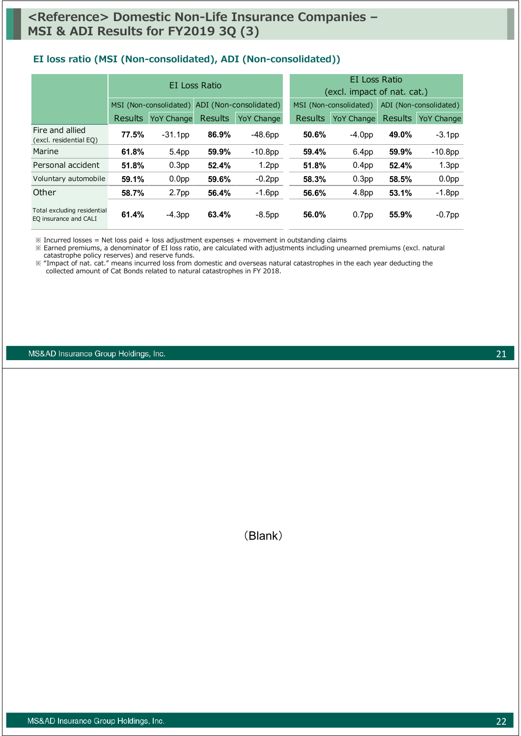# <Reference> Domestic Non-Life Insurance Companies – MSI & ADI Results for FY2019 3Q (3)

## EI loss ratio (MSI (Non-consolidated), ADI (Non-consolidated))

| | EI Loss Ratio | | | | EI Loss Ratio (excl. impact of nat. cat.) | | | |
|---|---|---|---|---|---|---|---|---|
| | MSI (Non-consolidated) | | ADI (Non-consolidated) | | MSI (Non-consolidated) | | ADI (Non-consolidated) | |
| | Results | YoY Change | Results | YoY Change | Results | YoY Change | Results | YoY Change |
| Fire and allied (excl. residential EQ) | **77.5%** | -31.1pp | **86.9%** | -48.6pp | **50.6%** | -4.0pp | **49.0%** | -3.1pp |
| Marine | **61.8%** | 5.4pp | **59.9%** | -10.8pp | **59.4%** | 6.4pp | **59.9%** | -10.8pp |
| Personal accident | **51.8%** | 0.3pp | **52.4%** | 1.2pp | **51.8%** | 0.4pp | **52.4%** | 1.3pp |
| Voluntary automobile | **59.1%** | 0.0pp | **59.6%** | -0.2pp | **58.3%** | 0.3pp | **58.5%** | 0.0pp |
| Other | **58.7%** | 2.7pp | **56.4%** | -1.6pp | **56.6%** | 4.8pp | **53.1%** | -1.8pp |
| Total excluding residential EQ insurance and CALI | **61.4%** | -4.3pp | **63.4%** | -8.5pp | **56.0%** | 0.7pp | **55.9%** | -0.7pp |

※ Incurred losses = Net loss paid + loss adjustment expenses + movement in outstanding claims

※ Earned premiums, a denominator of EI loss ratio, are calculated with adjustments including unearned premiums (excl. natural catastrophe policy reserves) and reserve funds.

※ "Impact of nat. cat." means incurred loss from domestic and overseas natural catastrophes in the each year deducting the collected amount of Cat Bonds related to natural catastrophes in FY 2018.

(Blank)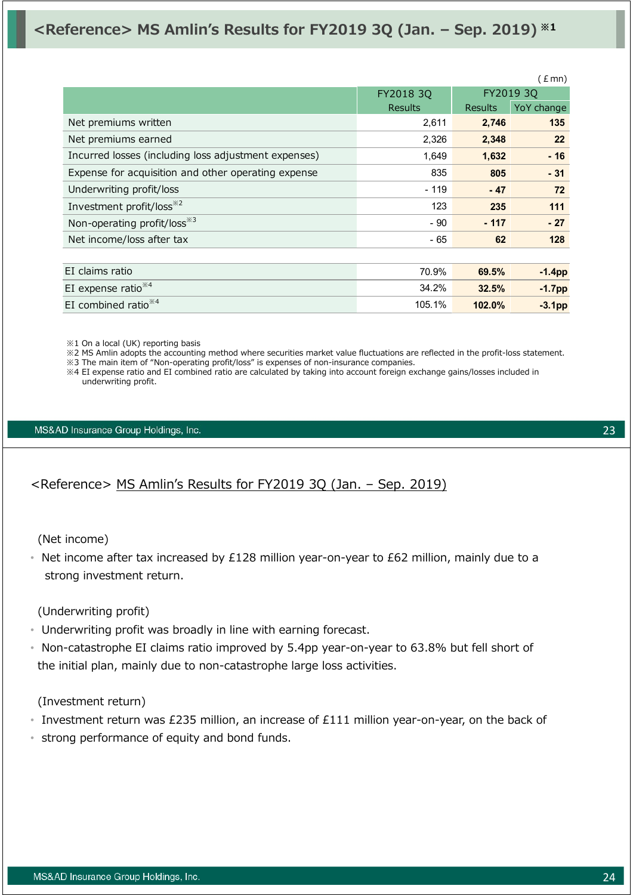## <Reference> MS Amlin's Results for FY2019 3Q (Jan. – Sep. 2019) ※1

(￡mn)

| | FY2018 3Q | FY2019 3Q | |
|---|---|---|---|
| | Results | Results | YoY change |
| Net premiums written | 2,611 | **2,746** | **135** |
| Net premiums earned | 2,326 | **2,348** | **22** |
| Incurred losses (including loss adjustment expenses) | 1,649 | **1,632** | **- 16** |
| Expense for acquisition and other operating expense | 835 | **805** | **- 31** |
| Underwriting profit/loss | - 119 | **- 47** | **72** |
| Investment profit/loss※2 | 123 | **235** | **111** |
| Non-operating profit/loss※3 | - 90 | **- 117** | **- 27** |
| Net income/loss after tax | - 65 | **62** | **128** |

| | FY2018 3Q | FY2019 3Q | YoY change |
|---|---|---|---|
| EI claims ratio | 70.9% | **69.5%** | **-1.4pp** |
| EI expense ratio※4 | 34.2% | **32.5%** | **-1.7pp** |
| EI combined ratio※4 | 105.1% | **102.0%** | **-3.1pp** |

※1 On a local (UK) reporting basis
※2 MS Amlin adopts the accounting method where securities market value fluctuations are reflected in the profit-loss statement.
※3 The main item of "Non-operating profit/loss" is expenses of non-insurance companies.
※4 EI expense ratio and EI combined ratio are calculated by taking into account foreign exchange gains/losses included in underwriting profit.

## <Reference> MS Amlin's Results for FY2019 3Q (Jan. – Sep. 2019)

(Net income)

- Net income after tax increased by £128 million year-on-year to £62 million, mainly due to a strong investment return.

(Underwriting profit)

- Underwriting profit was broadly in line with earning forecast.
- Non-catastrophe EI claims ratio improved by 5.4pp year-on-year to 63.8% but fell short of the initial plan, mainly due to non-catastrophe large loss activities.

(Investment return)

- Investment return was £235 million, an increase of £111 million year-on-year, on the back of
- strong performance of equity and bond funds.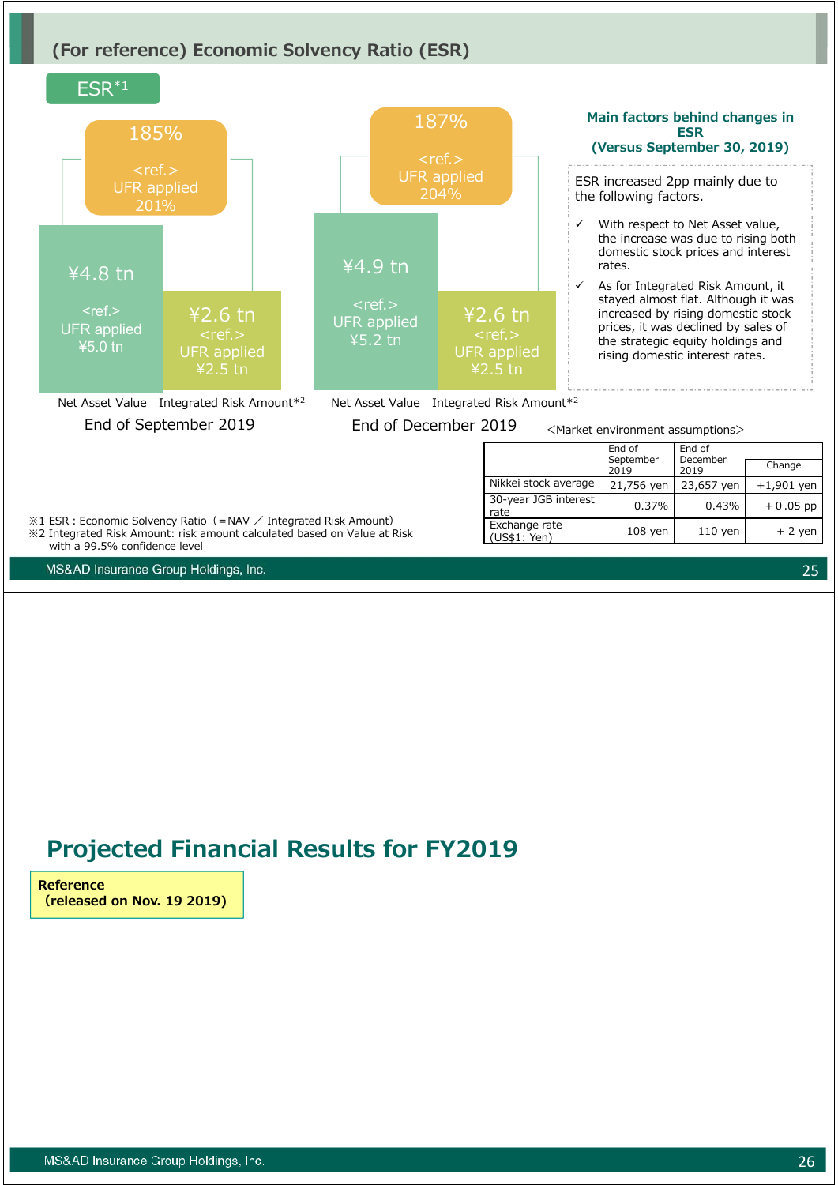## (For reference) Economic Solvency Ratio (ESR)

**ESR[*1]**

**End of September 2019**

185%
<ref.>
UFR applied
201%

| Net Asset Value | Integrated Risk Amount[*2] |
|---|---|
| ¥4.8 tn <ref.> UFR applied ¥5.0 tn | ¥2.6 tn <ref.> UFR applied ¥2.5 tn |

**End of December 2019**

187%
<ref.>
UFR applied
204%

| Net Asset Value | Integrated Risk Amount[*2] |
|---|---|
| ¥4.9 tn <ref.> UFR applied ¥5.2 tn | ¥2.6 tn <ref.> UFR applied ¥2.5 tn |

**Main factors behind changes in ESR (Versus September 30, 2019)**

ESR increased 2pp mainly due to the following factors.

- ✓ With respect to Net Asset value, the increase was due to rising both domestic stock prices and interest rates.
- ✓ As for Integrated Risk Amount, it stayed almost flat. Although it was increased by rising domestic stock prices, it was declined by sales of the strategic equity holdings and rising domestic interest rates.

<Market environment assumptions>

| | End of September 2019 | End of December 2019 | Change |
|---|---|---|---|
| Nikkei stock average | 21,756 yen | 23,657 yen | +1,901 yen |
| 30-year JGB interest rate | 0.37% | 0.43% | +0.05 pp |
| Exchange rate (US$1: Yen) | 108 yen | 110 yen | + 2 yen |

※1 ESR : Economic Solvency Ratio（=NAV ／ Integrated Risk Amount）
※2 Integrated Risk Amount: risk amount calculated based on Value at Risk with a 99.5% confidence level

# Projected Financial Results for FY2019

**Reference**
**(released on Nov. 19 2019)**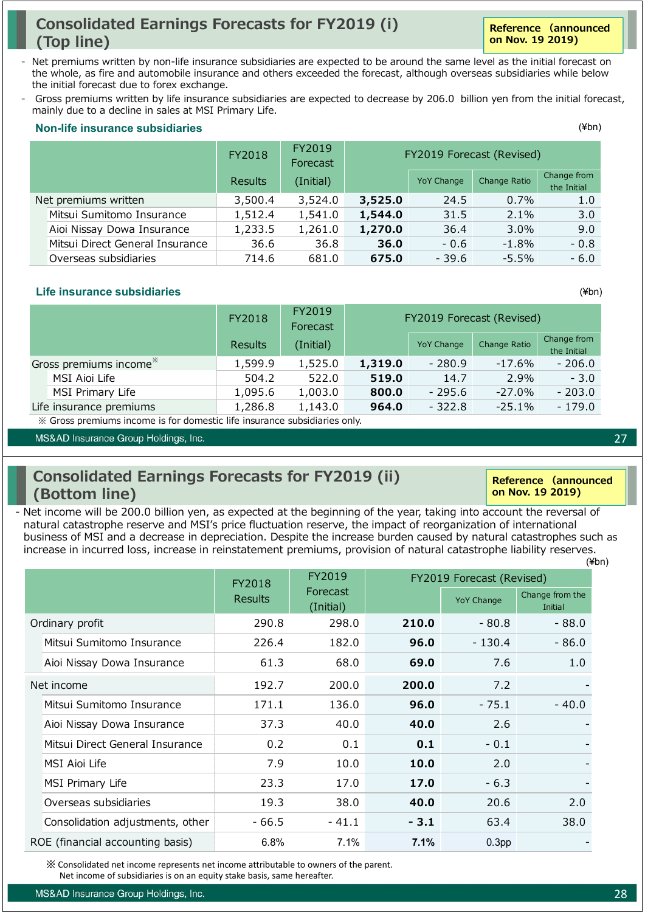# Consolidated Earnings Forecasts for FY2019 (i) (Top line)

**Reference (announced on Nov. 19 2019)**

- Net premiums written by non-life insurance subsidiaries are expected to be around the same level as the initial forecast on the whole, as fire and automobile insurance and others exceeded the forecast, although overseas subsidiaries while below the initial forecast due to forex exchange.
- Gross premiums written by life insurance subsidiaries are expected to decrease by 206.0 billion yen from the initial forecast, mainly due to a decline in sales at MSI Primary Life.

### Non-life insurance subsidiaries

(¥bn)

| | FY2018 Results | FY2019 Forecast (Initial) | FY2019 Forecast (Revised) | | | |
|---|---|---|---|---|---|---|
| | | | | YoY Change | Change Ratio | Change from the Initial |
| Net premiums written | 3,500.4 | 3,524.0 | **3,525.0** | 24.5 | 0.7% | 1.0 |
| Mitsui Sumitomo Insurance | 1,512.4 | 1,541.0 | **1,544.0** | 31.5 | 2.1% | 3.0 |
| Aioi Nissay Dowa Insurance | 1,233.5 | 1,261.0 | **1,270.0** | 36.4 | 3.0% | 9.0 |
| Mitsui Direct General Insurance | 36.6 | 36.8 | **36.0** | - 0.6 | -1.8% | - 0.8 |
| Overseas subsidiaries | 714.6 | 681.0 | **675.0** | - 39.6 | -5.5% | - 6.0 |

### Life insurance subsidiaries

(¥bn)

| | FY2018 Results | FY2019 Forecast (Initial) | FY2019 Forecast (Revised) | | | |
|---|---|---|---|---|---|---|
| | | | | YoY Change | Change Ratio | Change from the Initial |
| Gross premiums income※ | 1,599.9 | 1,525.0 | **1,319.0** | - 280.9 | -17.6% | - 206.0 |
| MSI Aioi Life | 504.2 | 522.0 | **519.0** | 14.7 | 2.9% | - 3.0 |
| MSI Primary Life | 1,095.6 | 1,003.0 | **800.0** | - 295.6 | -27.0% | - 203.0 |
| Life insurance premiums | 1,286.8 | 1,143.0 | **964.0** | - 322.8 | -25.1% | - 179.0 |

※ Gross premiums income is for domestic life insurance subsidiaries only.

# Consolidated Earnings Forecasts for FY2019 (ii) (Bottom line)

**Reference (announced on Nov. 19 2019)**

- Net income will be 200.0 billion yen, as expected at the beginning of the year, taking into account the reversal of natural catastrophe reserve and MSI's price fluctuation reserve, the impact of reorganization of international business of MSI and a decrease in depreciation. Despite the increase burden caused by natural catastrophes such as increase in incurred loss, increase in reinstatement premiums, provision of natural catastrophe liability reserves.

(¥bn)

| | FY2018 Results | FY2019 Forecast (Initial) | FY2019 Forecast (Revised) | | |
|---|---|---|---|---|---|
| | | | | YoY Change | Change from the Initial |
| Ordinary profit | 290.8 | 298.0 | **210.0** | - 80.8 | - 88.0 |
| Mitsui Sumitomo Insurance | 226.4 | 182.0 | **96.0** | - 130.4 | - 86.0 |
| Aioi Nissay Dowa Insurance | 61.3 | 68.0 | **69.0** | 7.6 | 1.0 |
| Net income | 192.7 | 200.0 | **200.0** | 7.2 | - |
| Mitsui Sumitomo Insurance | 171.1 | 136.0 | **96.0** | - 75.1 | - 40.0 |
| Aioi Nissay Dowa Insurance | 37.3 | 40.0 | **40.0** | 2.6 | - |
| Mitsui Direct General Insurance | 0.2 | 0.1 | **0.1** | - 0.1 | - |
| MSI Aioi Life | 7.9 | 10.0 | **10.0** | 2.0 | - |
| MSI Primary Life | 23.3 | 17.0 | **17.0** | - 6.3 | - |
| Overseas subsidiaries | 19.3 | 38.0 | **40.0** | 20.6 | 2.0 |
| Consolidation adjustments, other | - 66.5 | - 41.1 | **- 3.1** | 63.4 | 38.0 |
| ROE (financial accounting basis) | 6.8% | 7.1% | **7.1%** | 0.3pp | - |

※ Consolidated net income represents net income attributable to owners of the parent. Net income of subsidiaries is on an equity stake basis, same hereafter.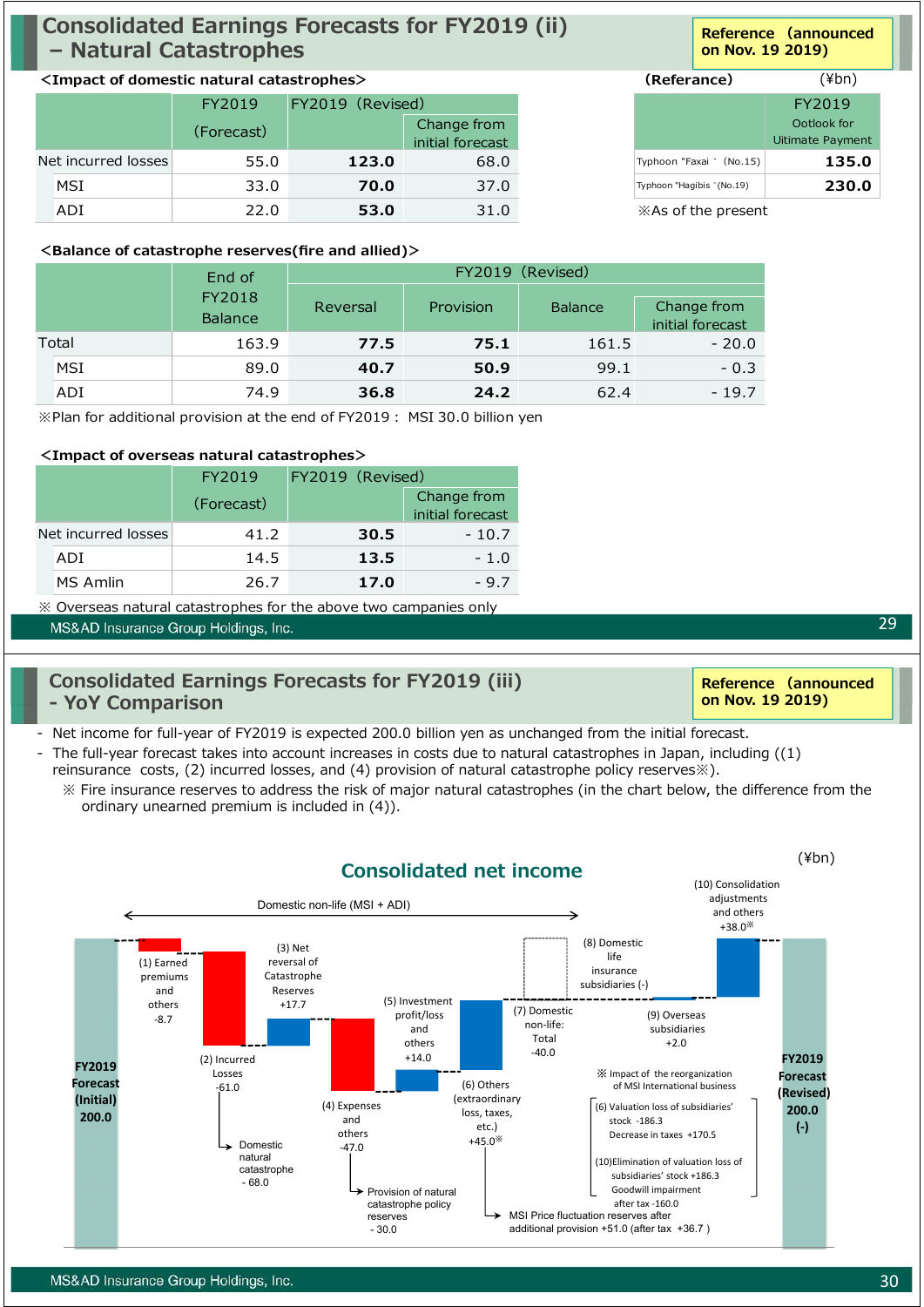## Consolidated Earnings Forecasts for FY2019 (ii) – Natural Catastrophes

Reference（announced on Nov. 19 2019)

**<Impact of domestic natural catastrophes>**

| | FY2019 (Forecast) | FY2019（Revised) | Change from initial forecast |
|---|---|---|---|
| Net incurred losses | 55.0 | **123.0** | 68.0 |
| MSI | 33.0 | **70.0** | 37.0 |
| ADI | 22.0 | **53.0** | 31.0 |

**(Referance)** (¥bn)

| | FY2019 Ootlook for Uitimate Payment |
|---|---|
| Typhoon "Faxai "（No.15) | **135.0** |
| Typhoon "Hagibis "(No.19) | **230.0** |

※As of the present

**<Balance of catastrophe reserves(fire and allied)>**

| | End of FY2018 Balance | FY2019（Revised) | | | |
|---|---|---|---|---|---|
| | | Reversal | Provision | Balance | Change from initial forecast |
| Total | 163.9 | **77.5** | **75.1** | 161.5 | - 20.0 |
| MSI | 89.0 | **40.7** | **50.9** | 99.1 | - 0.3 |
| ADI | 74.9 | **36.8** | **24.2** | 62.4 | - 19.7 |

※Plan for additional provision at the end of FY2019 : MSI 30.0 billion yen

**<Impact of overseas natural catastrophes>**

| | FY2019 (Forecast) | FY2019（Revised) | Change from initial forecast |
|---|---|---|---|
| Net incurred losses | 41.2 | **30.5** | - 10.7 |
| ADI | 14.5 | **13.5** | - 1.0 |
| MS Amlin | 26.7 | **17.0** | - 9.7 |

※ Overseas natural catastrophes for the above two campanies only

## Consolidated Earnings Forecasts for FY2019 (iii) - YoY Comparison

Reference（announced on Nov. 19 2019)

- Net income for full-year of FY2019 is expected 200.0 billion yen as unchanged from the initial forecast.
- The full-year forecast takes into account increases in costs due to natural catastrophes in Japan, including ((1) reinsurance costs, (2) incurred losses, and (4) provision of natural catastrophe policy reserves※).
  - ※ Fire insurance reserves to address the risk of major natural catastrophes (in the chart below, the difference from the ordinary unearned premium is included in (4)).

**Consolidated net income** (¥bn)

Domestic non-life (MSI + ADI)

- FY2019 Forecast (Initial) 200.0
- (1) Earned premiums and others -8.7
- (2) Incurred Losses -61.0
  - Domestic natural catastrophe - 68.0
- (3) Net reversal of Catastrophe Reserves +17.7
- (4) Expenses and others -47.0
  - Provision of natural catastrophe policy reserves - 30.0
- (5) Investment profit/loss and others +14.0
- (6) Others (extraordinary loss, taxes, etc.) +45.0※
  - MSI Price fluctuation reserves after additional provision +51.0 (after tax +36.7 )
- (7) Domestic non-life: Total -40.0
- (8) Domestic life insurance subsidiaries (-)
- (9) Overseas subsidiaries +2.0
- (10) Consolidation adjustments and others +38.0※
- FY2019 Forecast (Revised) 200.0 (-)

※ Impact of the reorganization of MSI International business

(6) Valuation loss of subsidiaries' stock -186.3
Decrease in taxes +170.5

(10)Elimination of valuation loss of subsidiaries' stock +186.3
Goodwill impairment after tax -160.0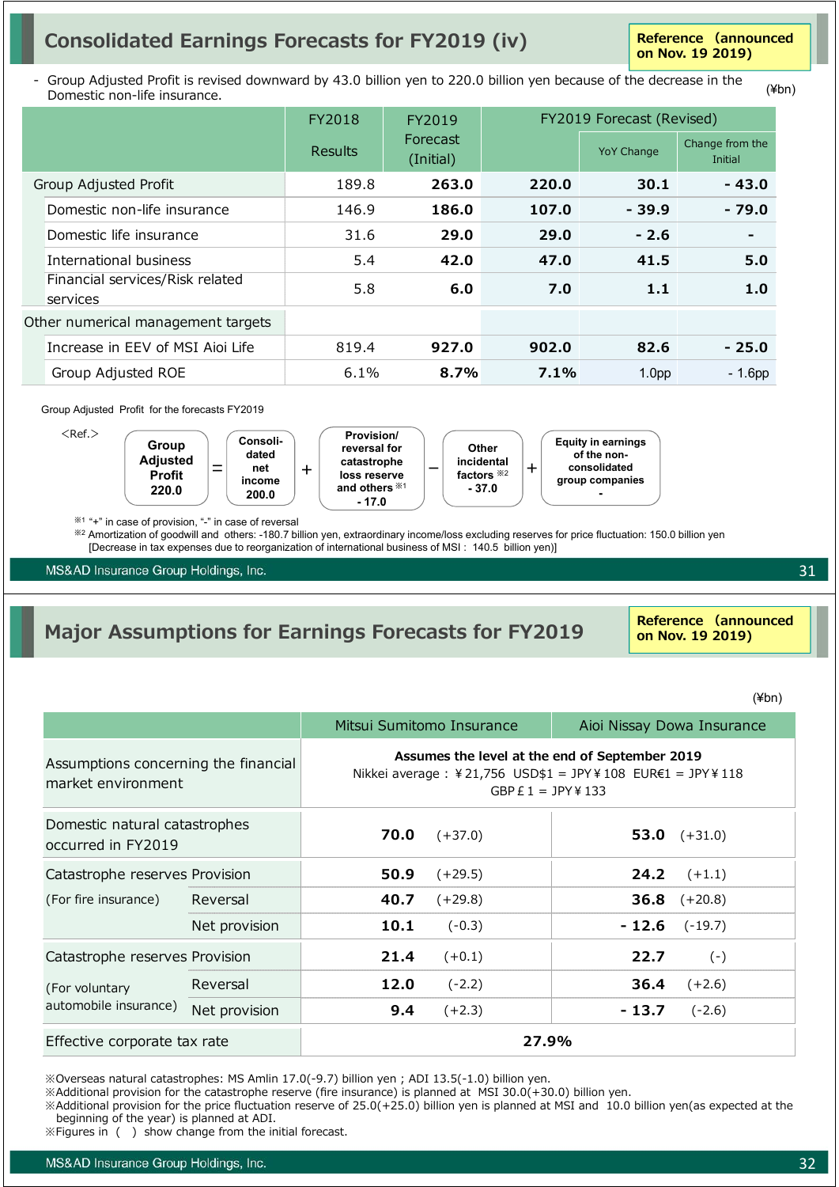## Consolidated Earnings Forecasts for FY2019 (iv)

Reference (announced on Nov. 19 2019)

- Group Adjusted Profit is revised downward by 43.0 billion yen to 220.0 billion yen because of the decrease in the Domestic non-life insurance.

(¥bn)

| | FY2018 Results | FY2019 Forecast (Initial) | FY2019 Forecast (Revised) | | |
|---|---|---|---|---|---|
| | | | | YoY Change | Change from the Initial |
| Group Adjusted Profit | 189.8 | **263.0** | **220.0** | **30.1** | **- 43.0** |
| Domestic non-life insurance | 146.9 | **186.0** | **107.0** | **- 39.9** | **- 79.0** |
| Domestic life insurance | 31.6 | **29.0** | **29.0** | **- 2.6** | **-** |
| International business | 5.4 | **42.0** | **47.0** | **41.5** | **5.0** |
| Financial services/Risk related services | 5.8 | **6.0** | **7.0** | **1.1** | **1.0** |
| Other numerical management targets | | | | | |
| Increase in EEV of MSI Aioi Life | 819.4 | **927.0** | **902.0** | **82.6** | **- 25.0** |
| Group Adjusted ROE | 6.1% | **8.7%** | **7.1%** | 1.0pp | - 1.6pp |

Group Adjusted Profit for the forecasts FY2019

<Ref.>

**Group Adjusted Profit 220.0** = **Consolidated net income 200.0** + **Provision/reversal for catastrophe loss reserve and others ※1 - 17.0** − **Other incidental factors ※2 - 37.0** + **Equity in earnings of the non-consolidated group companies -**

※1 "+" in case of provision, "-" in case of reversal

※2 Amortization of goodwill and others: -180.7 billion yen, extraordinary income/loss excluding reserves for price fluctuation: 150.0 billion yen [Decrease in tax expenses due to reorganization of international business of MSI : 140.5 billion yen)]

## Major Assumptions for Earnings Forecasts for FY2019

Reference (announced on Nov. 19 2019)

(¥bn)

| | | Mitsui Sumitomo Insurance | Aioi Nissay Dowa Insurance |
|---|---|---|---|
| Assumptions concerning the financial market environment | | **Assumes the level at the end of September 2019** Nikkei average : ¥21,756 USD$1 = JPY¥108 EUR€1 = JPY¥118 GBP£1 = JPY¥133 | |
| Domestic natural catastrophes occurred in FY2019 | | **70.0** (+37.0) | **53.0** (+31.0) |
| Catastrophe reserves (For fire insurance) | Provision | **50.9** (+29.5) | **24.2** (+1.1) |
| | Reversal | **40.7** (+29.8) | **36.8** (+20.8) |
| | Net provision | **10.1** (-0.3) | **- 12.6** (-19.7) |
| Catastrophe reserves (For voluntary automobile insurance) | Provision | **21.4** (+0.1) | **22.7** (-) |
| | Reversal | **12.0** (-2.2) | **36.4** (+2.6) |
| | Net provision | **9.4** (+2.3) | **- 13.7** (-2.6) |
| Effective corporate tax rate | | **27.9%** | |

※Overseas natural catastrophes: MS Amlin 17.0(-9.7) billion yen ; ADI 13.5(-1.0) billion yen.

※Additional provision for the catastrophe reserve (fire insurance) is planned at MSI 30.0(+30.0) billion yen.

※Additional provision for the price fluctuation reserve of 25.0(+25.0) billion yen is planned at MSI and 10.0 billion yen(as expected at the beginning of the year) is planned at ADI.

※Figures in ( ) show change from the initial forecast.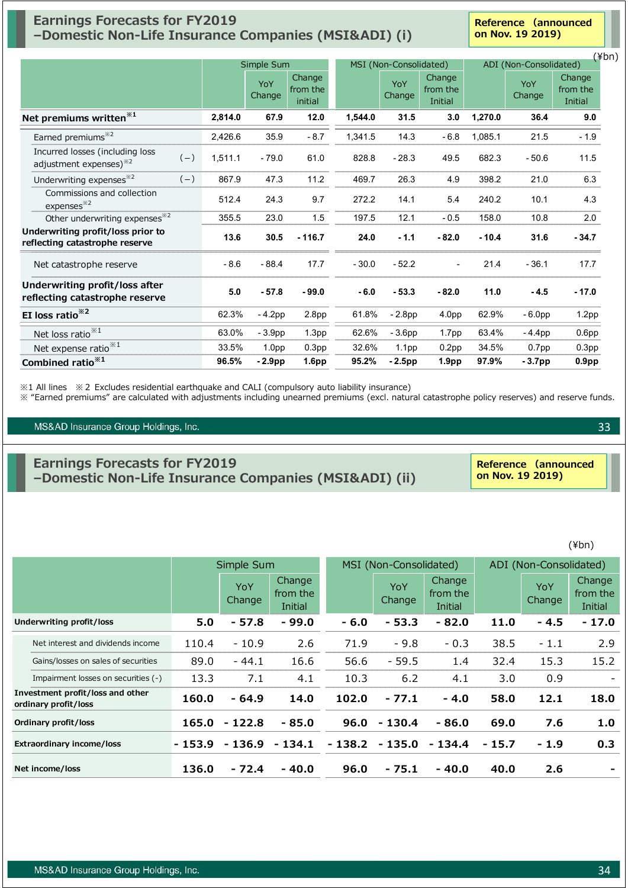# Earnings Forecasts for FY2019 –Domestic Non-Life Insurance Companies (MSI&ADI) (i)

**Reference (announced on Nov. 19 2019)**

(¥bn)

| | | Simple Sum | | | MSI (Non-Consolidated) | | | ADI (Non-Consolidated) | | |
|---|---|---|---|---|---|---|---|---|---|---|
| | | | YoY Change | Change from the initial | | YoY Change | Change from the Initial | | YoY Change | Change from the Initial |
| **Net premiums written**※1 | | **2,814.0** | **67.9** | **12.0** | **1,544.0** | **31.5** | **3.0** | **1,270.0** | **36.4** | **9.0** |
| Earned premiums※2 | | 2,426.6 | 35.9 | - 8.7 | 1,341.5 | 14.3 | - 6.8 | 1,085.1 | 21.5 | - 1.9 |
| Incurred losses (including loss adjustment expenses)※2 | (−) | 1,511.1 | - 79.0 | 61.0 | 828.8 | - 28.3 | 49.5 | 682.3 | - 50.6 | 11.5 |
| Underwriting expenses※2 | (−) | 867.9 | 47.3 | 11.2 | 469.7 | 26.3 | 4.9 | 398.2 | 21.0 | 6.3 |
| Commissions and collection expenses※2 | | 512.4 | 24.3 | 9.7 | 272.2 | 14.1 | 5.4 | 240.2 | 10.1 | 4.3 |
| Other underwriting expenses※2 | | 355.5 | 23.0 | 1.5 | 197.5 | 12.1 | - 0.5 | 158.0 | 10.8 | 2.0 |
| **Underwriting profit/loss prior to reflecting catastrophe reserve** | | **13.6** | **30.5** | **- 116.7** | **24.0** | **- 1.1** | **- 82.0** | **- 10.4** | **31.6** | **- 34.7** |
| Net catastrophe reserve | | - 8.6 | - 88.4 | 17.7 | - 30.0 | - 52.2 | - | 21.4 | - 36.1 | 17.7 |
| **Underwriting profit/loss after reflecting catastrophe reserve** | | **5.0** | **- 57.8** | **- 99.0** | **- 6.0** | **- 53.3** | **- 82.0** | **11.0** | **- 4.5** | **- 17.0** |
| **EI loss ratio**※2 | | 62.3% | - 4.2pp | 2.8pp | 61.8% | - 2.8pp | 4.0pp | 62.9% | - 6.0pp | 1.2pp |
| Net loss ratio※1 | | 63.0% | - 3.9pp | 1.3pp | 62.6% | - 3.6pp | 1.7pp | 63.4% | - 4.4pp | 0.6pp |
| Net expense ratio※1 | | 33.5% | 1.0pp | 0.3pp | 32.6% | 1.1pp | 0.2pp | 34.5% | 0.7pp | 0.3pp |
| **Combined ratio**※1 | | **96.5%** | **- 2.9pp** | **1.6pp** | **95.2%** | **- 2.5pp** | **1.9pp** | **97.9%** | **- 3.7pp** | **0.9pp** |

※1 All lines ※2 Excludes residential earthquake and CALI (compulsory auto liability insurance)
※ "Earned premiums" are calculated with adjustments including unearned premiums (excl. natural catastrophe policy reserves) and reserve funds.

# Earnings Forecasts for FY2019 –Domestic Non-Life Insurance Companies (MSI&ADI) (ii)

**Reference (announced on Nov. 19 2019)**

(¥bn)

| | Simple Sum | | | MSI (Non-Consolidated) | | | ADI (Non-Consolidated) | | |
|---|---|---|---|---|---|---|---|---|---|
| | | YoY Change | Change from the Initial | | YoY Change | Change from the Initial | | YoY Change | Change from the Initial |
| **Underwriting profit/loss** | **5.0** | **- 57.8** | **- 99.0** | **- 6.0** | **- 53.3** | **- 82.0** | **11.0** | **- 4.5** | **- 17.0** |
| Net interest and dividends income | 110.4 | - 10.9 | 2.6 | 71.9 | - 9.8 | - 0.3 | 38.5 | - 1.1 | 2.9 |
| Gains/losses on sales of securities | 89.0 | - 44.1 | 16.6 | 56.6 | - 59.5 | 1.4 | 32.4 | 15.3 | 15.2 |
| Impairment losses on securities (-) | 13.3 | 7.1 | 4.1 | 10.3 | 6.2 | 4.1 | 3.0 | 0.9 | - |
| **Investment profit/loss and other ordinary profit/loss** | **160.0** | **- 64.9** | **14.0** | **102.0** | **- 77.1** | **- 4.0** | **58.0** | **12.1** | **18.0** |
| **Ordinary profit/loss** | **165.0** | **- 122.8** | **- 85.0** | **96.0** | **- 130.4** | **- 86.0** | **69.0** | **7.6** | **1.0** |
| **Extraordinary income/loss** | **- 153.9** | **- 136.9** | **- 134.1** | **- 138.2** | **- 135.0** | **- 134.4** | **- 15.7** | **- 1.9** | **0.3** |
| **Net income/loss** | **136.0** | **- 72.4** | **- 40.0** | **96.0** | **- 75.1** | **- 40.0** | **40.0** | **2.6** | **-** |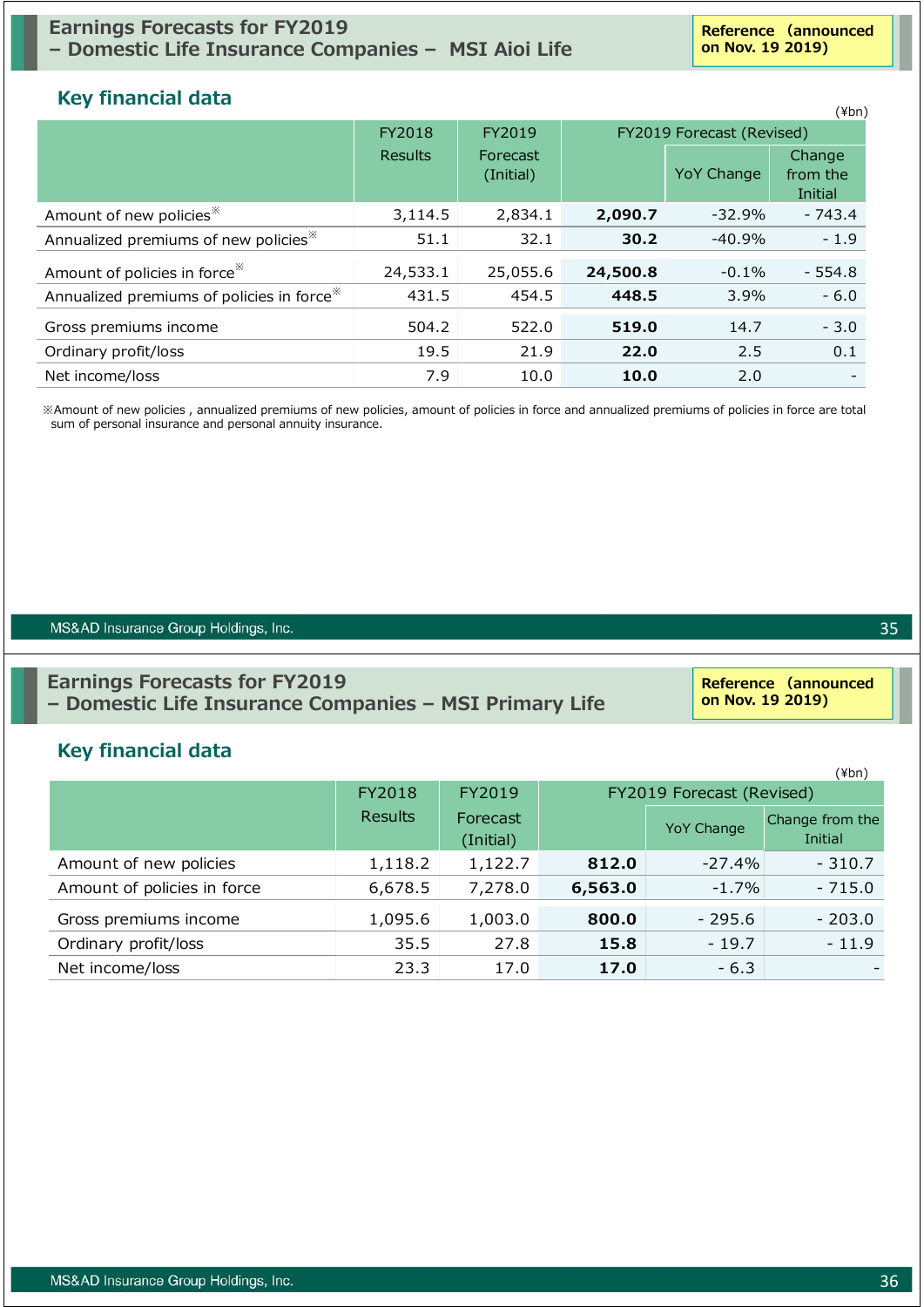## Earnings Forecasts for FY2019 – Domestic Life Insurance Companies – MSI Aioi Life

Reference (announced on Nov. 19 2019)

### Key financial data

(¥bn)

| | FY2018 Results | FY2019 Forecast (Initial) | FY2019 Forecast (Revised) | | |
|---|---|---|---|---|---|
| | | | | YoY Change | Change from the Initial |
| Amount of new policies※ | 3,114.5 | 2,834.1 | **2,090.7** | -32.9% | - 743.4 |
| Annualized premiums of new policies※ | 51.1 | 32.1 | **30.2** | -40.9% | - 1.9 |
| Amount of policies in force※ | 24,533.1 | 25,055.6 | **24,500.8** | -0.1% | - 554.8 |
| Annualized premiums of policies in force※ | 431.5 | 454.5 | **448.5** | 3.9% | - 6.0 |
| Gross premiums income | 504.2 | 522.0 | **519.0** | 14.7 | - 3.0 |
| Ordinary profit/loss | 19.5 | 21.9 | **22.0** | 2.5 | 0.1 |
| Net income/loss | 7.9 | 10.0 | **10.0** | 2.0 | - |

※Amount of new policies , annualized premiums of new policies, amount of policies in force and annualized premiums of policies in force are total sum of personal insurance and personal annuity insurance.

## Earnings Forecasts for FY2019 – Domestic Life Insurance Companies – MSI Primary Life

Reference (announced on Nov. 19 2019)

### Key financial data

(¥bn)

| | FY2018 Results | FY2019 Forecast (Initial) | FY2019 Forecast (Revised) | | |
|---|---|---|---|---|---|
| | | | | YoY Change | Change from the Initial |
| Amount of new policies | 1,118.2 | 1,122.7 | **812.0** | -27.4% | - 310.7 |
| Amount of policies in force | 6,678.5 | 7,278.0 | **6,563.0** | -1.7% | - 715.0 |
| Gross premiums income | 1,095.6 | 1,003.0 | **800.0** | - 295.6 | - 203.0 |
| Ordinary profit/loss | 35.5 | 27.8 | **15.8** | - 19.7 | - 11.9 |
| Net income/loss | 23.3 | 17.0 | **17.0** | - 6.3 | - |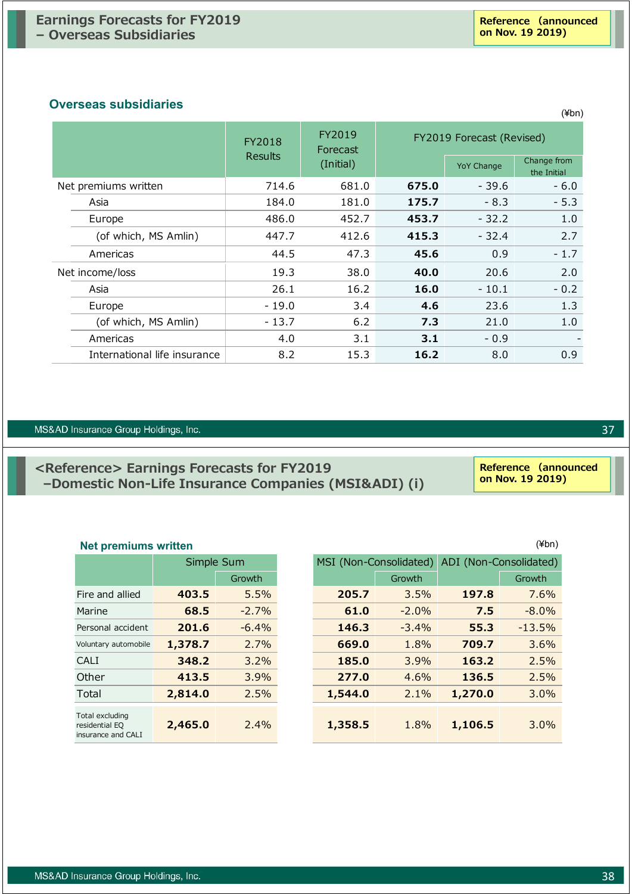## Earnings Forecasts for FY2019 – Overseas Subsidiaries

**Reference (announced on Nov. 19 2019)**

### Overseas subsidiaries

(¥bn)

| | FY2018 Results | FY2019 Forecast (Initial) | FY2019 Forecast (Revised) | | |
|---|---|---|---|---|---|
| | | | | YoY Change | Change from the Initial |
| Net premiums written | 714.6 | 681.0 | **675.0** | - 39.6 | - 6.0 |
| Asia | 184.0 | 181.0 | **175.7** | - 8.3 | - 5.3 |
| Europe | 486.0 | 452.7 | **453.7** | - 32.2 | 1.0 |
| (of which, MS Amlin) | 447.7 | 412.6 | **415.3** | - 32.4 | 2.7 |
| Americas | 44.5 | 47.3 | **45.6** | 0.9 | - 1.7 |
| Net income/loss | 19.3 | 38.0 | **40.0** | 20.6 | 2.0 |
| Asia | 26.1 | 16.2 | **16.0** | - 10.1 | - 0.2 |
| Europe | - 19.0 | 3.4 | **4.6** | 23.6 | 1.3 |
| (of which, MS Amlin) | - 13.7 | 6.2 | **7.3** | 21.0 | 1.0 |
| Americas | 4.0 | 3.1 | **3.1** | - 0.9 | - |
| International life insurance | 8.2 | 15.3 | **16.2** | 8.0 | 0.9 |

## <Reference> Earnings Forecasts for FY2019 –Domestic Non-Life Insurance Companies (MSI&ADI) (i)

**Reference (announced on Nov. 19 2019)**

### Net premiums written

(¥bn)

| | Simple Sum | | MSI (Non-Consolidated) | | ADI (Non-Consolidated) | |
|---|---|---|---|---|---|---|
| | | Growth | | Growth | | Growth |
| Fire and allied | **403.5** | 5.5% | **205.7** | 3.5% | **197.8** | 7.6% |
| Marine | **68.5** | -2.7% | **61.0** | -2.0% | **7.5** | -8.0% |
| Personal accident | **201.6** | -6.4% | **146.3** | -3.4% | **55.3** | -13.5% |
| Voluntary automobile | **1,378.7** | 2.7% | **669.0** | 1.8% | **709.7** | 3.6% |
| CALI | **348.2** | 3.2% | **185.0** | 3.9% | **163.2** | 2.5% |
| Other | **413.5** | 3.9% | **277.0** | 4.6% | **136.5** | 2.5% |
| Total | **2,814.0** | 2.5% | **1,544.0** | 2.1% | **1,270.0** | 3.0% |
| Total excluding residential EQ insurance and CALI | **2,465.0** | 2.4% | **1,358.5** | 1.8% | **1,106.5** | 3.0% |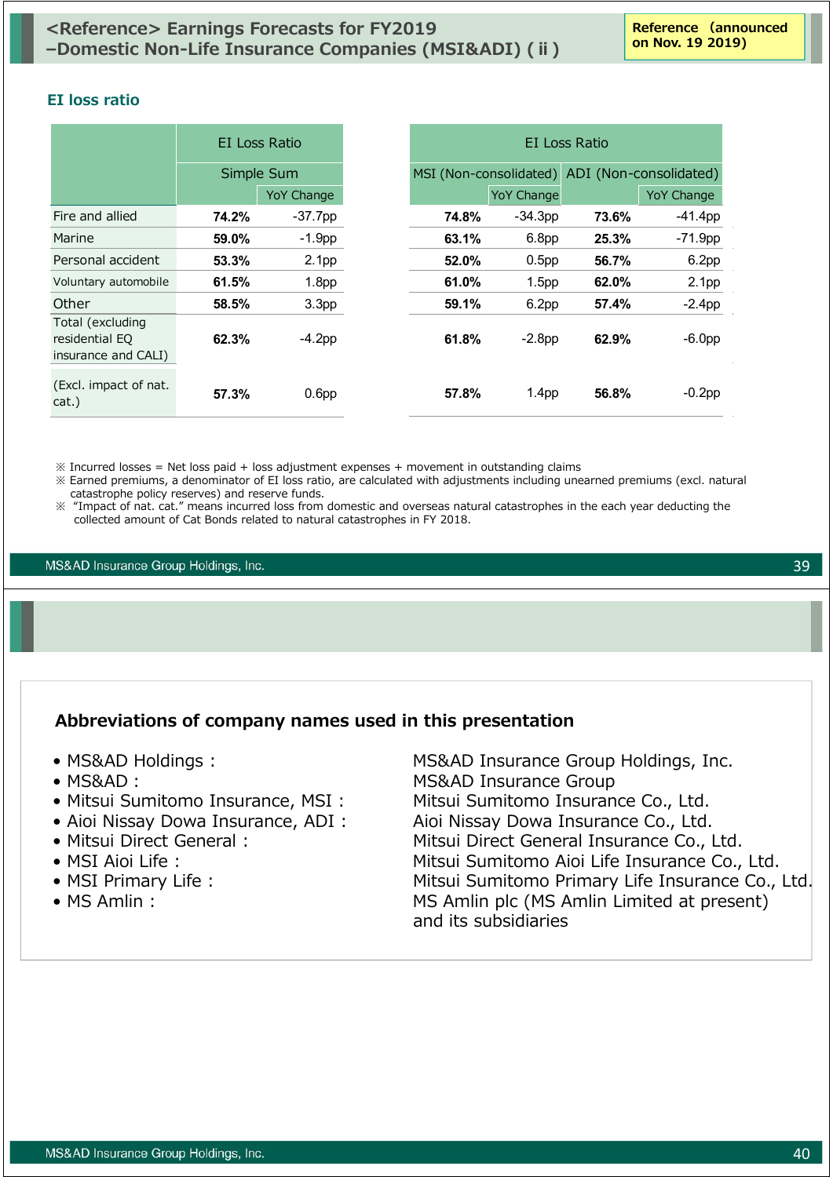# <Reference> Earnings Forecasts for FY2019 –Domestic Non-Life Insurance Companies (MSI&ADI) ( ii )

Reference (announced on Nov. 19 2019)

### EI loss ratio

| | EI Loss Ratio | | EI Loss Ratio | | | |
|---|---|---|---|---|---|---|
| | Simple Sum | | MSI (Non-consolidated) | | ADI (Non-consolidated) | |
| | | YoY Change | | YoY Change | | YoY Change |
| Fire and allied | **74.2%** | -37.7pp | **74.8%** | -34.3pp | **73.6%** | -41.4pp |
| Marine | **59.0%** | -1.9pp | **63.1%** | 6.8pp | **25.3%** | -71.9pp |
| Personal accident | **53.3%** | 2.1pp | **52.0%** | 0.5pp | **56.7%** | 6.2pp |
| Voluntary automobile | **61.5%** | 1.8pp | **61.0%** | 1.5pp | **62.0%** | 2.1pp |
| Other | **58.5%** | 3.3pp | **59.1%** | 6.2pp | **57.4%** | -2.4pp |
| Total (excluding residential EQ insurance and CALI) | **62.3%** | -4.2pp | **61.8%** | -2.8pp | **62.9%** | -6.0pp |
| (Excl. impact of nat. cat.) | **57.3%** | 0.6pp | **57.8%** | 1.4pp | **56.8%** | -0.2pp |

※ Incurred losses = Net loss paid + loss adjustment expenses + movement in outstanding claims

※ Earned premiums, a denominator of EI loss ratio, are calculated with adjustments including unearned premiums (excl. natural catastrophe policy reserves) and reserve funds.

※ "Impact of nat. cat." means incurred loss from domestic and overseas natural catastrophes in the each year deducting the collected amount of Cat Bonds related to natural catastrophes in FY 2018.

---

### Abbreviations of company names used in this presentation

- MS&AD Holdings : MS&AD Insurance Group Holdings, Inc.
- MS&AD : MS&AD Insurance Group
- Mitsui Sumitomo Insurance, MSI : Mitsui Sumitomo Insurance Co., Ltd.
- Aioi Nissay Dowa Insurance, ADI : Aioi Nissay Dowa Insurance Co., Ltd.
- Mitsui Direct General : Mitsui Direct General Insurance Co., Ltd.
- MSI Aioi Life : Mitsui Sumitomo Aioi Life Insurance Co., Ltd.
- MSI Primary Life : Mitsui Sumitomo Primary Life Insurance Co., Ltd.
- MS Amlin : MS Amlin plc (MS Amlin Limited at present) and its subsidiaries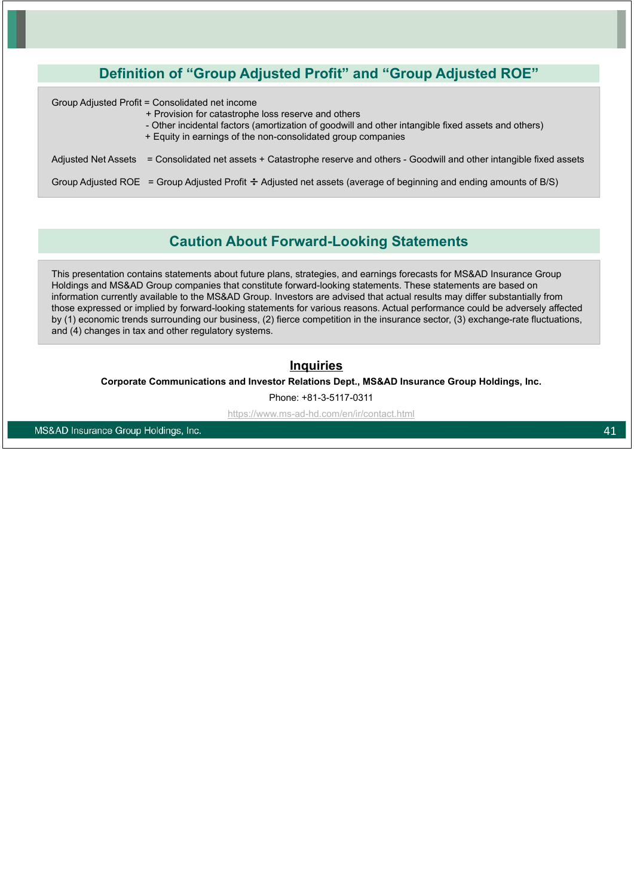## Definition of “Group Adjusted Profit” and “Group Adjusted ROE”

Group Adjusted Profit = Consolidated net income
+ Provision for catastrophe loss reserve and others
- Other incidental factors (amortization of goodwill and other intangible fixed assets and others)
+ Equity in earnings of the non-consolidated group companies

Adjusted Net Assets = Consolidated net assets + Catastrophe reserve and others - Goodwill and other intangible fixed assets

Group Adjusted ROE = Group Adjusted Profit ÷ Adjusted net assets (average of beginning and ending amounts of B/S)

## Caution About Forward-Looking Statements

This presentation contains statements about future plans, strategies, and earnings forecasts for MS&AD Insurance Group Holdings and MS&AD Group companies that constitute forward-looking statements. These statements are based on information currently available to the MS&AD Group. Investors are advised that actual results may differ substantially from those expressed or implied by forward-looking statements for various reasons. Actual performance could be adversely affected by (1) economic trends surrounding our business, (2) fierce competition in the insurance sector, (3) exchange-rate fluctuations, and (4) changes in tax and other regulatory systems.

**Inquiries**

**Corporate Communications and Investor Relations Dept., MS&AD Insurance Group Holdings, Inc.**

Phone: +81-3-5117-0311

https://www.ms-ad-hd.com/en/ir/contact.html